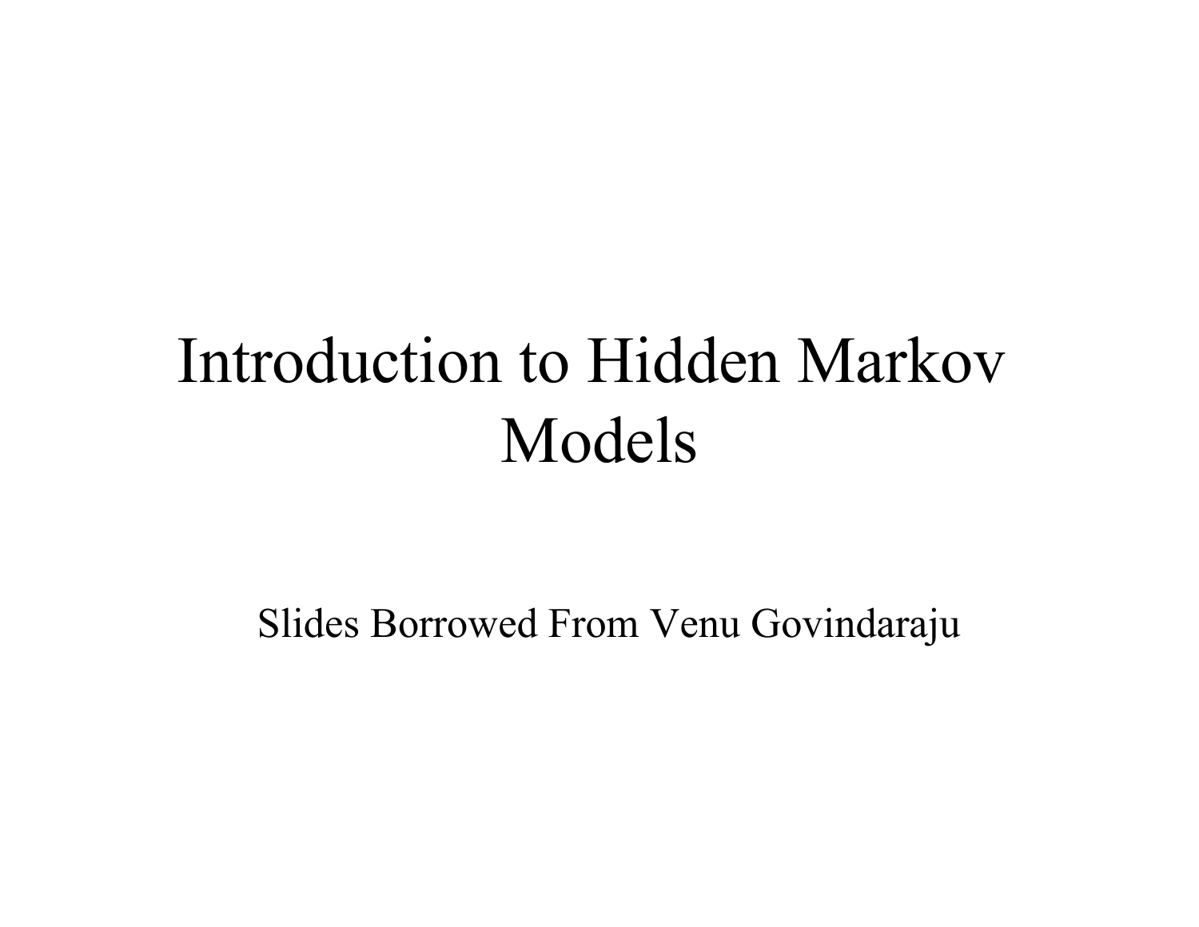# Introduction to Hidden Markov Models

Slides Borrowed From Venu Govindaraju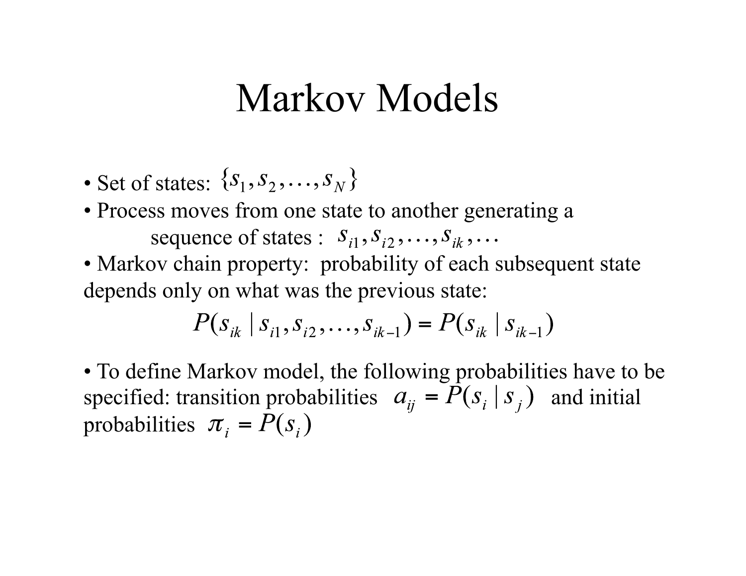# Markov Models

- Set of states: $\{s_1, s_2, \ldots, s_N\}$
- Process moves from one state to another generating a sequence of states : $s_{i1}, s_{i2}, \ldots, s_{ik}, \ldots$
- Markov chain property: probability of each subsequent state depends only on what was the previous state:

$$P(s_{ik} \mid s_{i1}, s_{i2}, \ldots, s_{ik-1}) = P(s_{ik} \mid s_{ik-1})$$

- To define Markov model, the following probabilities have to be specified: transition probabilities $a_{ij} = P(s_i \mid s_j)$ and initial probabilities $\pi_i = P(s_i)$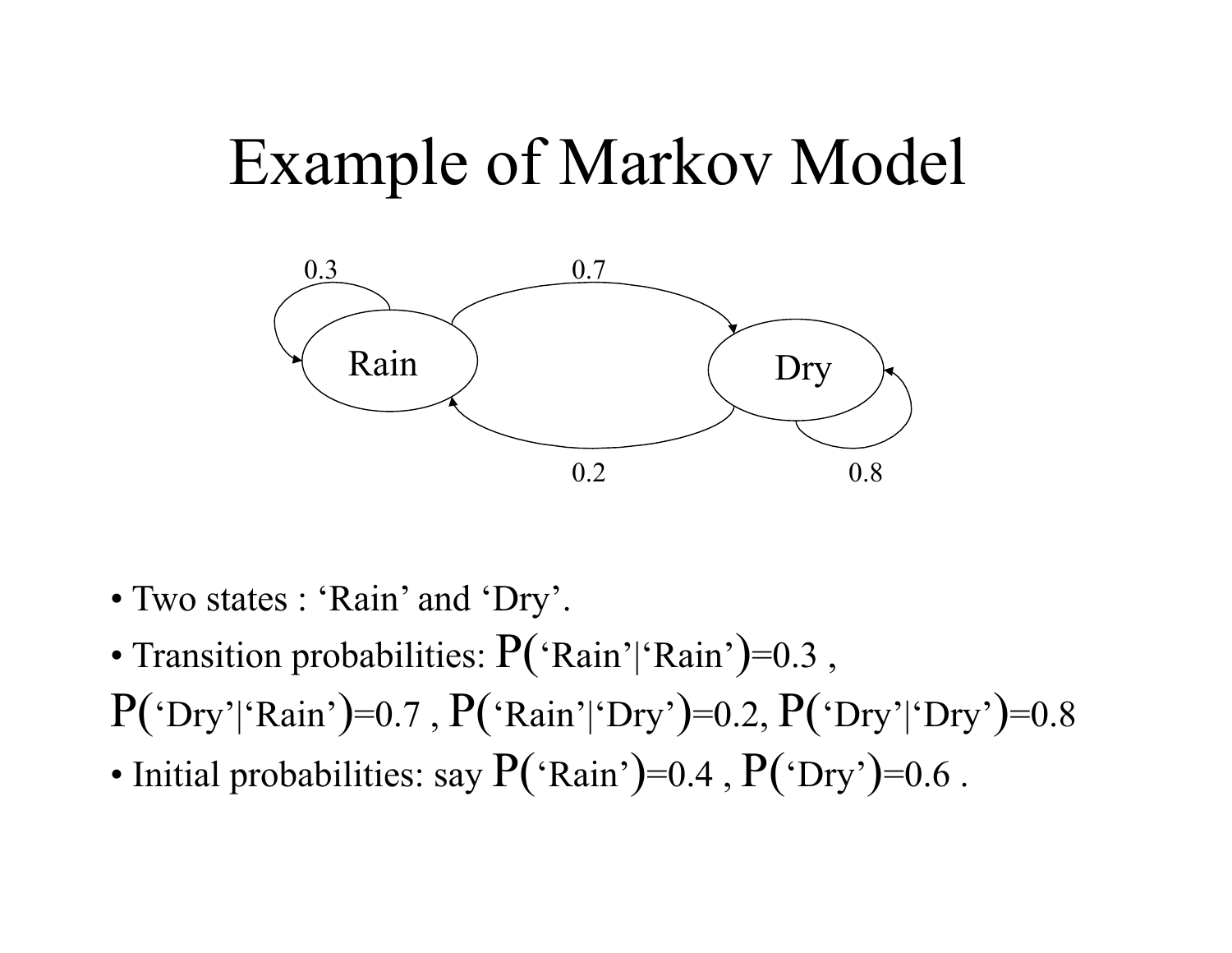# Example of Markov Model

- Two states : 'Rain' and 'Dry'.
- Transition probabilities: P('Rain'|'Rain')=0.3 , P('Dry'|'Rain')=0.7 , P('Rain'|'Dry')=0.2, P('Dry'|'Dry')=0.8
- Initial probabilities: say P('Rain')=0.4 , P('Dry')=0.6 .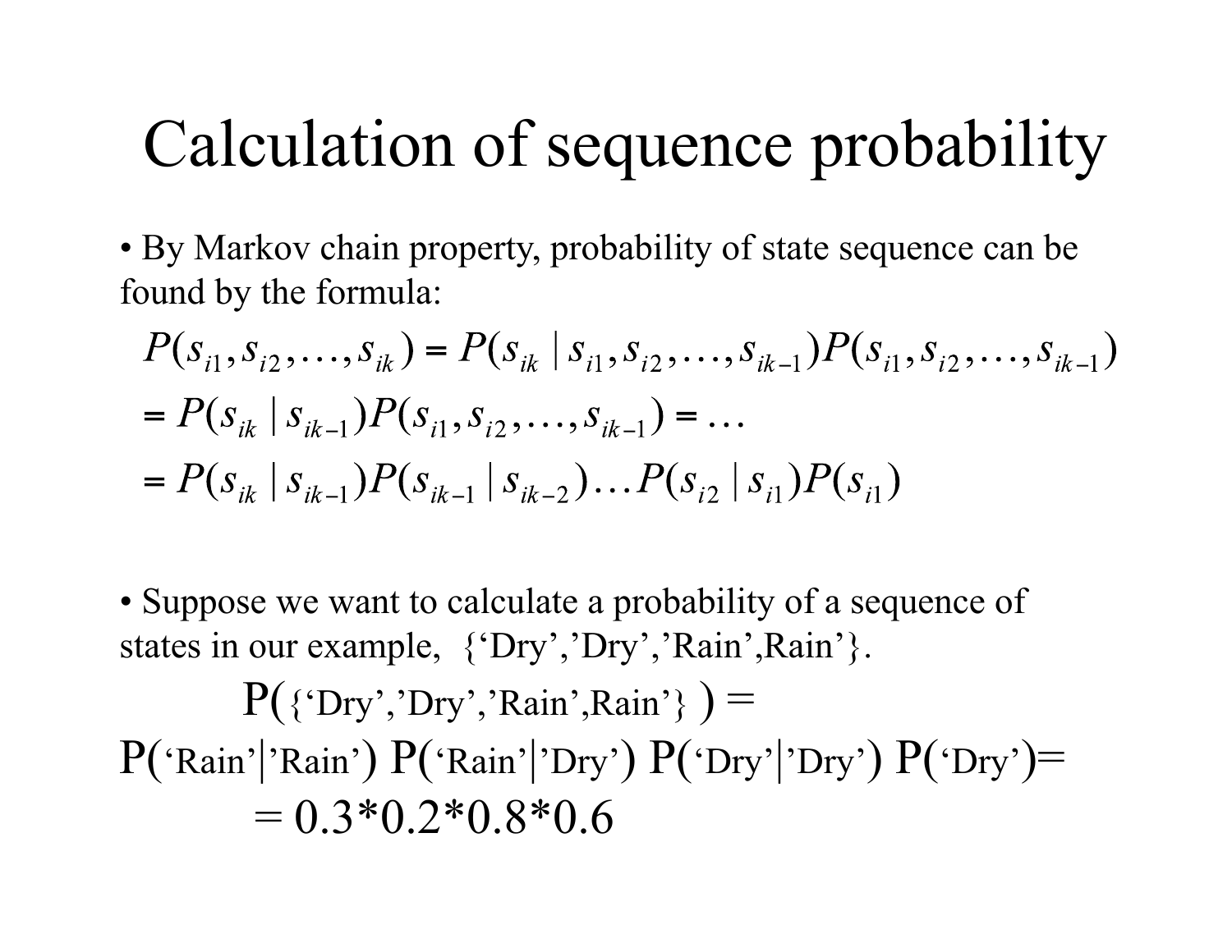# Calculation of sequence probability

- By Markov chain property, probability of state sequence can be found by the formula:

$$P(s_{i1}, s_{i2}, \ldots, s_{ik}) = P(s_{ik} \mid s_{i1}, s_{i2}, \ldots, s_{ik-1}) P(s_{i1}, s_{i2}, \ldots, s_{ik-1})$$

$$= P(s_{ik} \mid s_{ik-1}) P(s_{i1}, s_{i2}, \ldots, s_{ik-1}) = \ldots$$

$$= P(s_{ik} \mid s_{ik-1}) P(s_{ik-1} \mid s_{ik-2}) \ldots P(s_{i2} \mid s_{i1}) P(s_{i1})$$

- Suppose we want to calculate a probability of a sequence of states in our example, {'Dry','Dry','Rain',Rain'}.

P({'Dry','Dry','Rain',Rain'}) =

P('Rain'|'Rain') P('Rain'|'Dry') P('Dry'|'Dry') P('Dry')=

= 0.3*0.2*0.8*0.6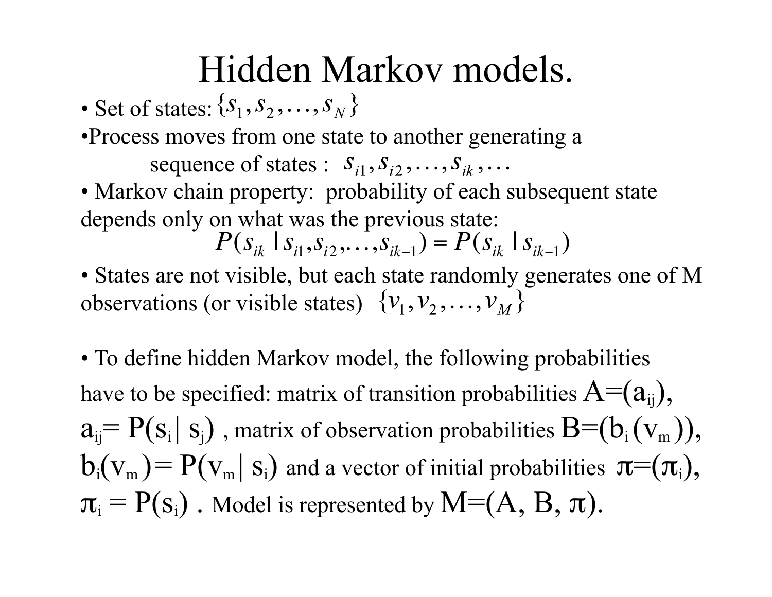# Hidden Markov models.

- Set of states: $\{s_1, s_2, \ldots, s_N\}$
- Process moves from one state to another generating a sequence of states : $s_{i1}, s_{i2}, \ldots, s_{ik}, \ldots$
- Markov chain property: probability of each subsequent state depends only on what was the previous state:

$$P(s_{ik} \mid s_{i1}, s_{i2}, \ldots, s_{ik-1}) = P(s_{ik} \mid s_{ik-1})$$

- States are not visible, but each state randomly generates one of M observations (or visible states) $\{v_1, v_2, \ldots, v_M\}$

- To define hidden Markov model, the following probabilities have to be specified: matrix of transition probabilities $A=(a_{ij})$, $a_{ij}= P(s_i \mid s_j)$ , matrix of observation probabilities $B=(b_i(v_m))$, $b_i(v_m)= P(v_m \mid s_i)$ and a vector of initial probabilities $\pi=(\pi_i)$, $\pi_i = P(s_i)$ . Model is represented by $M=(A, B, \pi)$.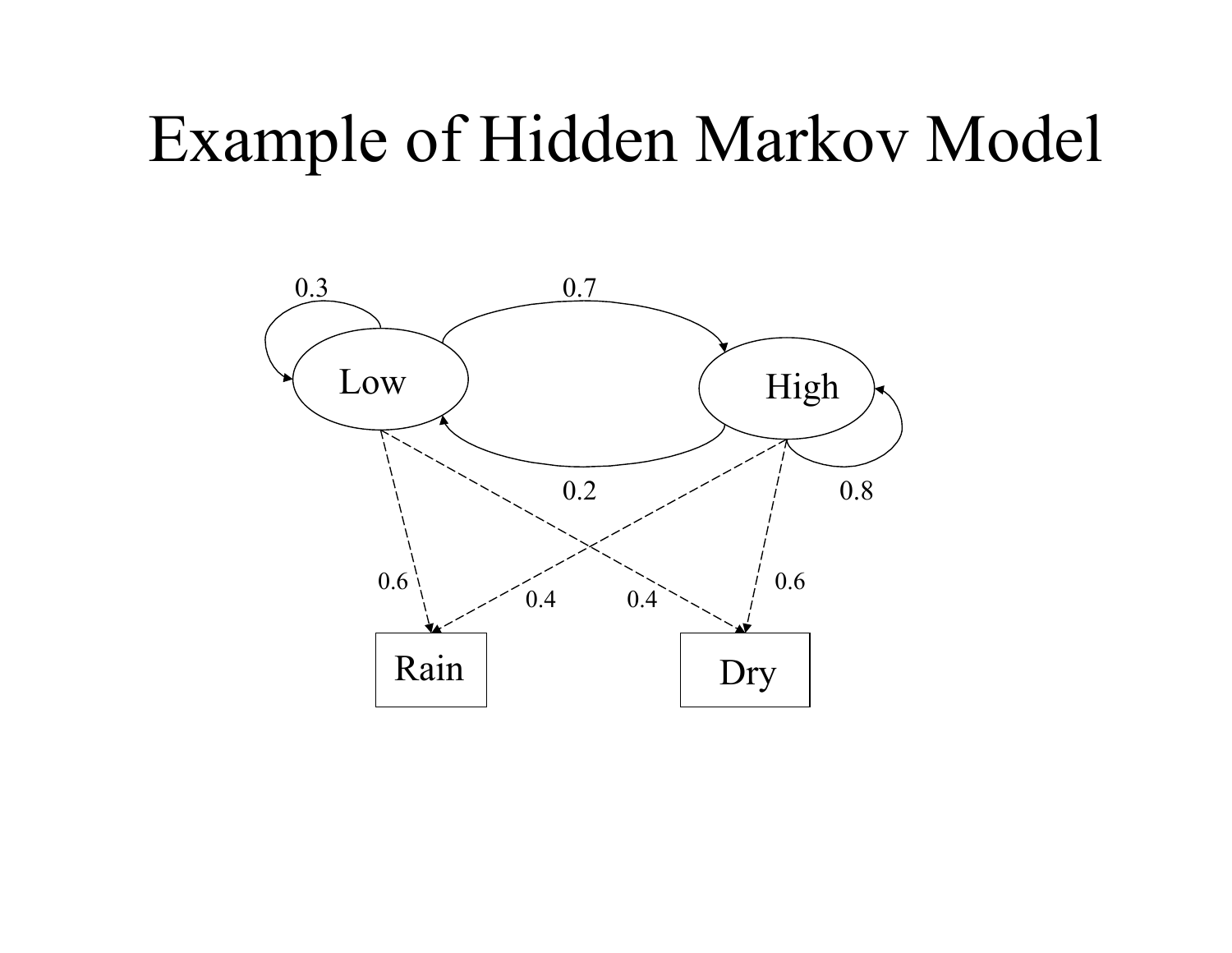# Example of Hidden Markov Model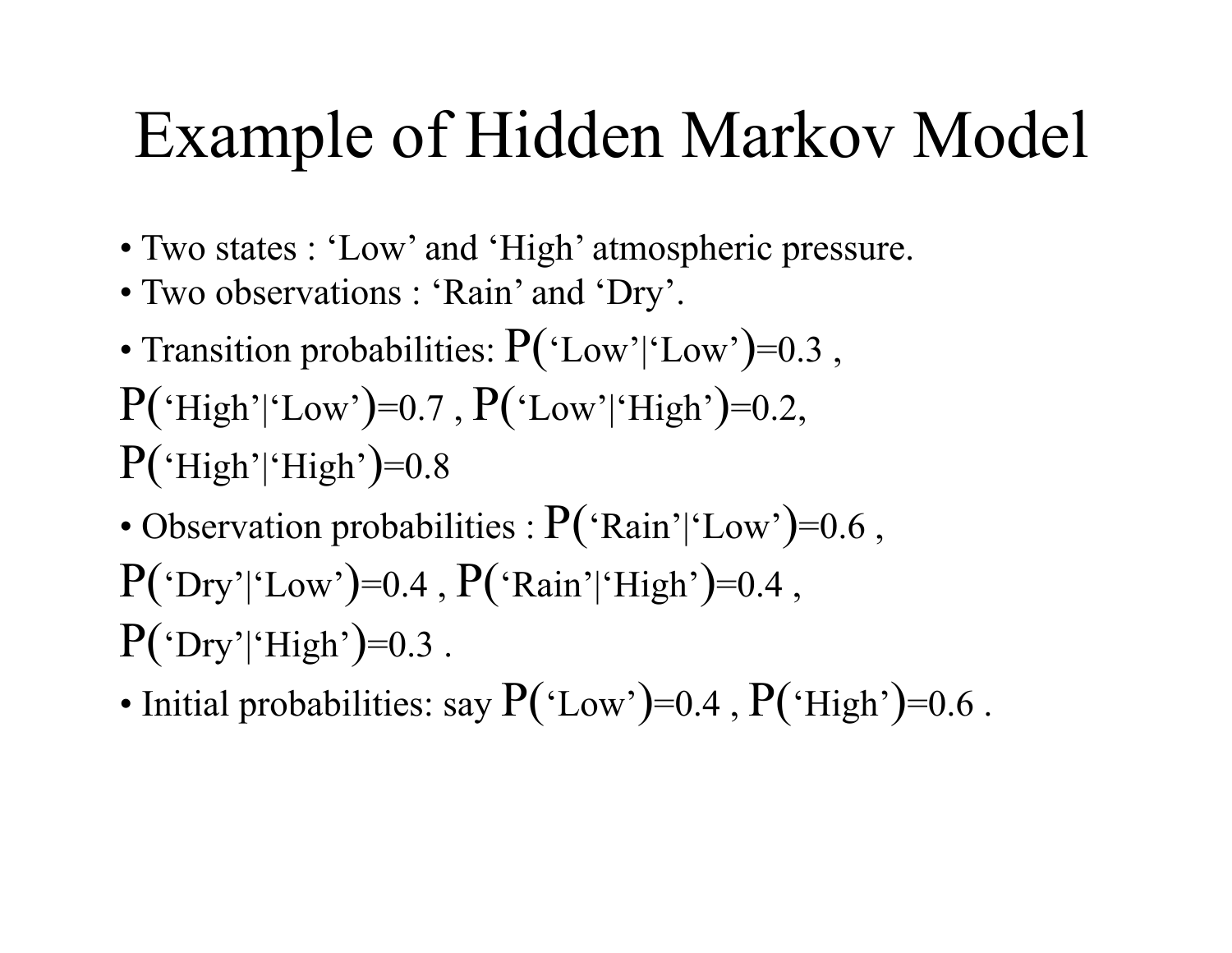# Example of Hidden Markov Model

- Two states : 'Low' and 'High' atmospheric pressure.
- Two observations : 'Rain' and 'Dry'.
- Transition probabilities: P('Low'|'Low')=0.3 , P('High'|'Low')=0.7 , P('Low'|'High')=0.2, P('High'|'High')=0.8
- Observation probabilities : P('Rain'|'Low')=0.6 , P('Dry'|'Low')=0.4 , P('Rain'|'High')=0.4 , P('Dry'|'High')=0.3 .
- Initial probabilities: say P('Low')=0.4 , P('High')=0.6 .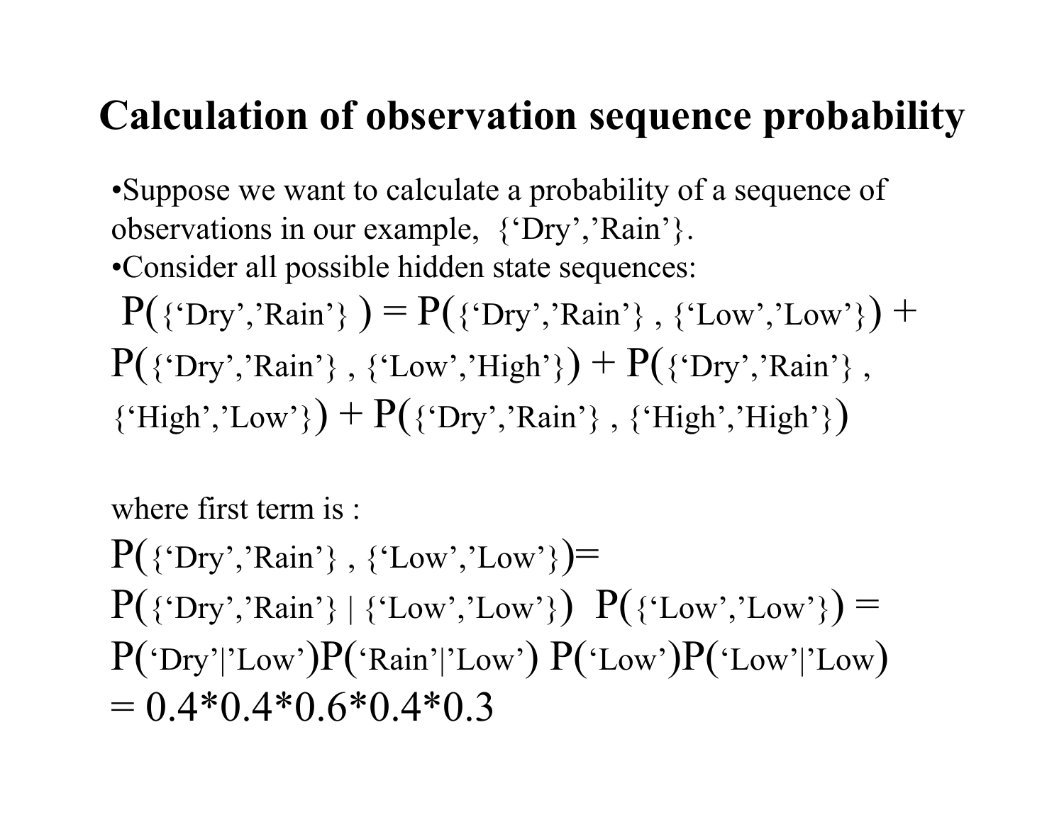# Calculation of observation sequence probability

- Suppose we want to calculate a probability of a sequence of observations in our example, {'Dry','Rain'}.
- Consider all possible hidden state sequences:

P({'Dry','Rain'} ) = P({'Dry','Rain'} , {'Low','Low'}) + P({'Dry','Rain'} , {'Low','High'}) + P({'Dry','Rain'} , {'High','Low'}) + P({'Dry','Rain'} , {'High','High'})

where first term is :

P({'Dry','Rain'} , {'Low','Low'})=
P({'Dry','Rain'} | {'Low','Low'}) P({'Low','Low'}) =
P('Dry'|'Low')P('Rain'|'Low') P('Low')P('Low'|'Low)
= 0.4*0.4*0.6*0.4*0.3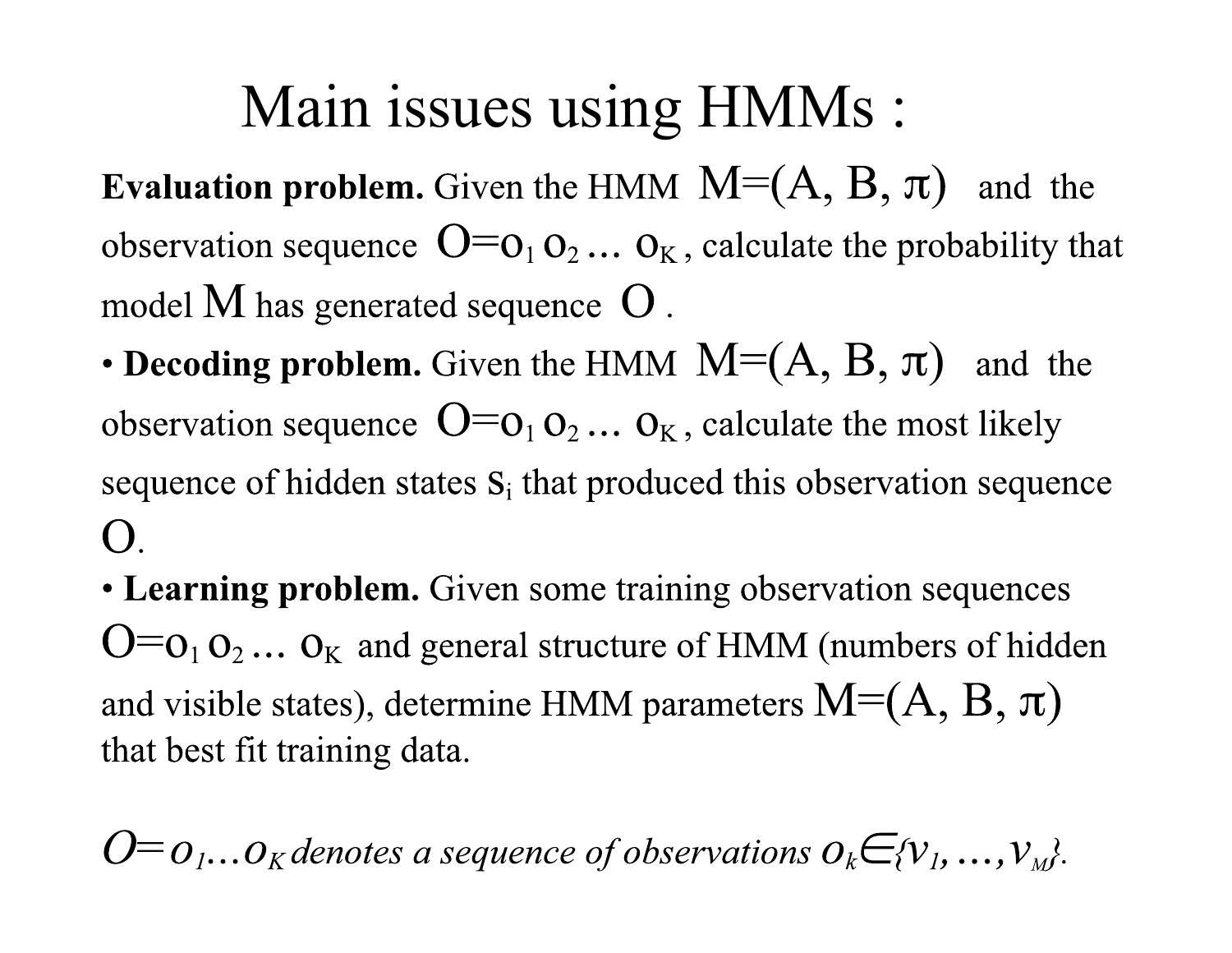# Main issues using HMMs :

**Evaluation problem.** Given the HMM $M=(A, B, \pi)$ and the observation sequence $O=o_1 o_2 \ldots o_K$, calculate the probability that model $M$ has generated sequence $O$.

- **Decoding problem.** Given the HMM $M=(A, B, \pi)$ and the observation sequence $O=o_1 o_2 \ldots o_K$, calculate the most likely sequence of hidden states $s_i$ that produced this observation sequence $O$.
- **Learning problem.** Given some training observation sequences $O=o_1 o_2 \ldots o_K$ and general structure of HMM (numbers of hidden and visible states), determine HMM parameters $M=(A, B, \pi)$ that best fit training data.

*$O=o_1 \ldots o_K$ denotes a sequence of observations $o_k \in \{v_1, \ldots, v_M\}$.*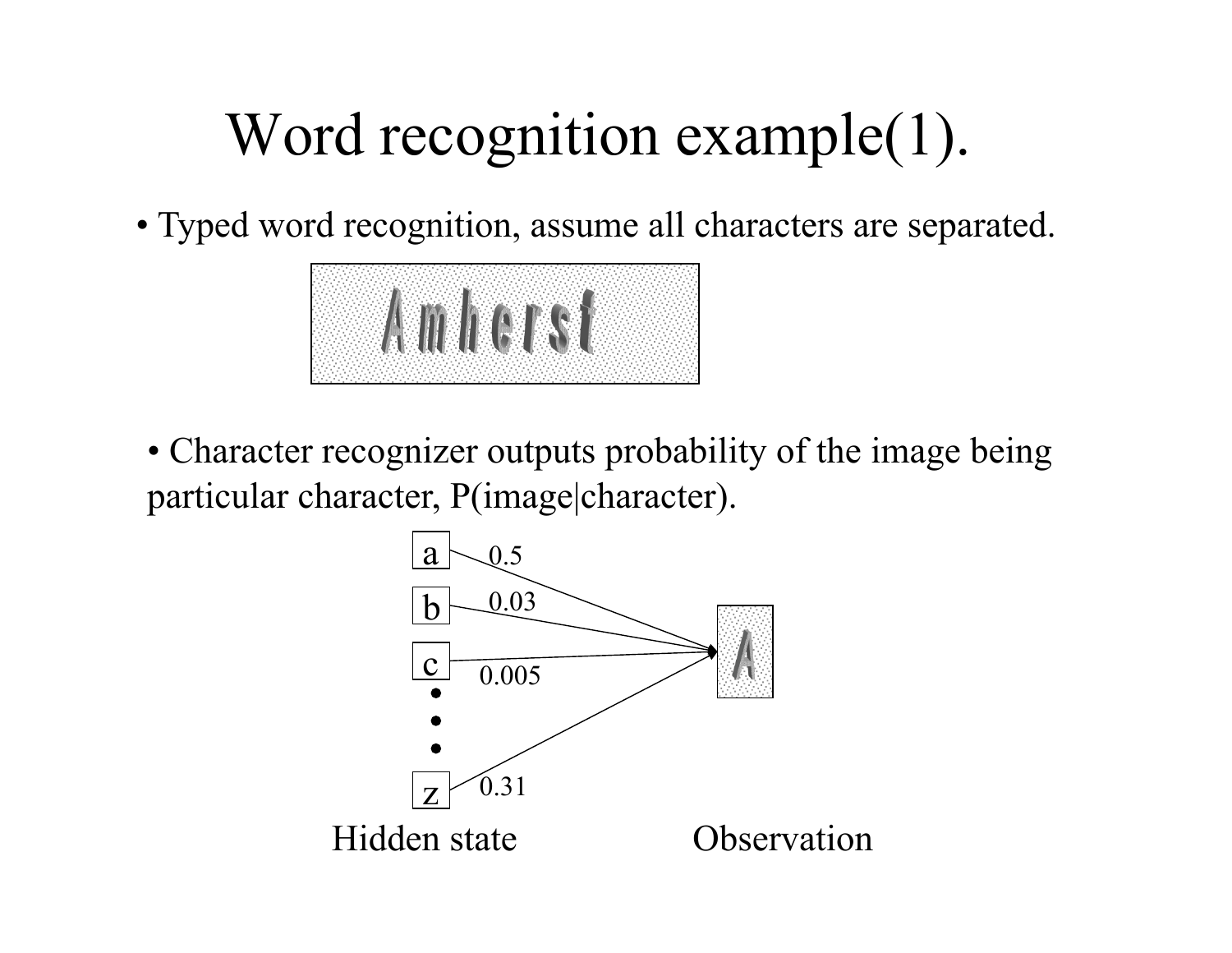# Word recognition example(1).

- Typed word recognition, assume all characters are separated.

- Character recognizer outputs probability of the image being particular character, P(image|character).

| Hidden state | P(image\|character) | Observation |
|---|---|---|
| a | 0.5 | A |
| b | 0.03 | A |
| c | 0.005 | A |
| ⋮ | ⋮ | |
| z | 0.31 | A |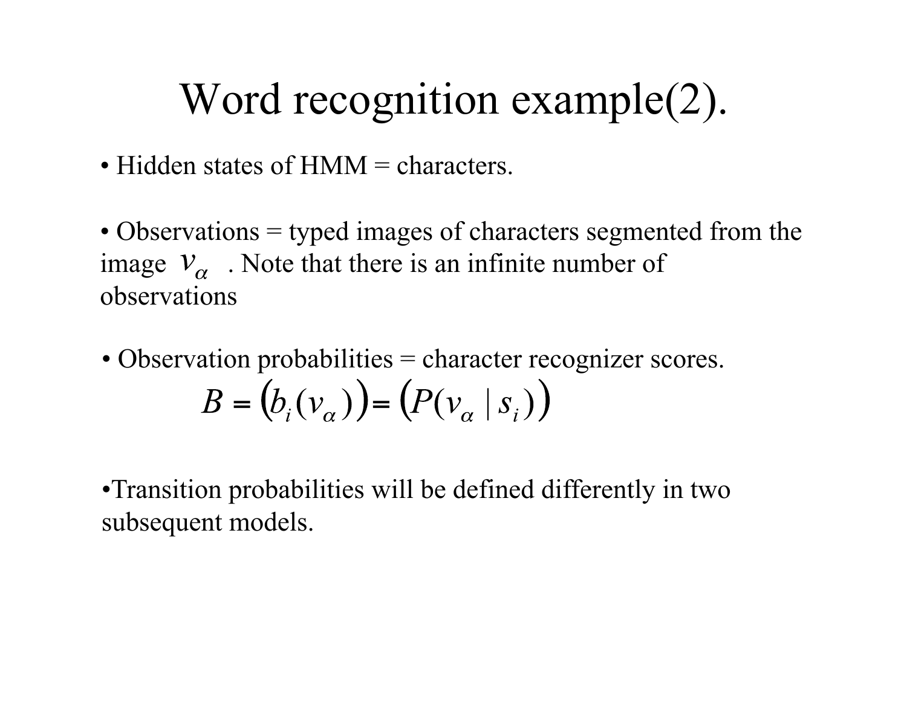# Word recognition example(2).

- Hidden states of HMM = characters.

- Observations = typed images of characters segmented from the image $v_\alpha$ . Note that there is an infinite number of observations

- Observation probabilities = character recognizer scores.

$$B = \left(b_i(v_\alpha)\right) = \left(P(v_\alpha \mid s_i)\right)$$

- Transition probabilities will be defined differently in two subsequent models.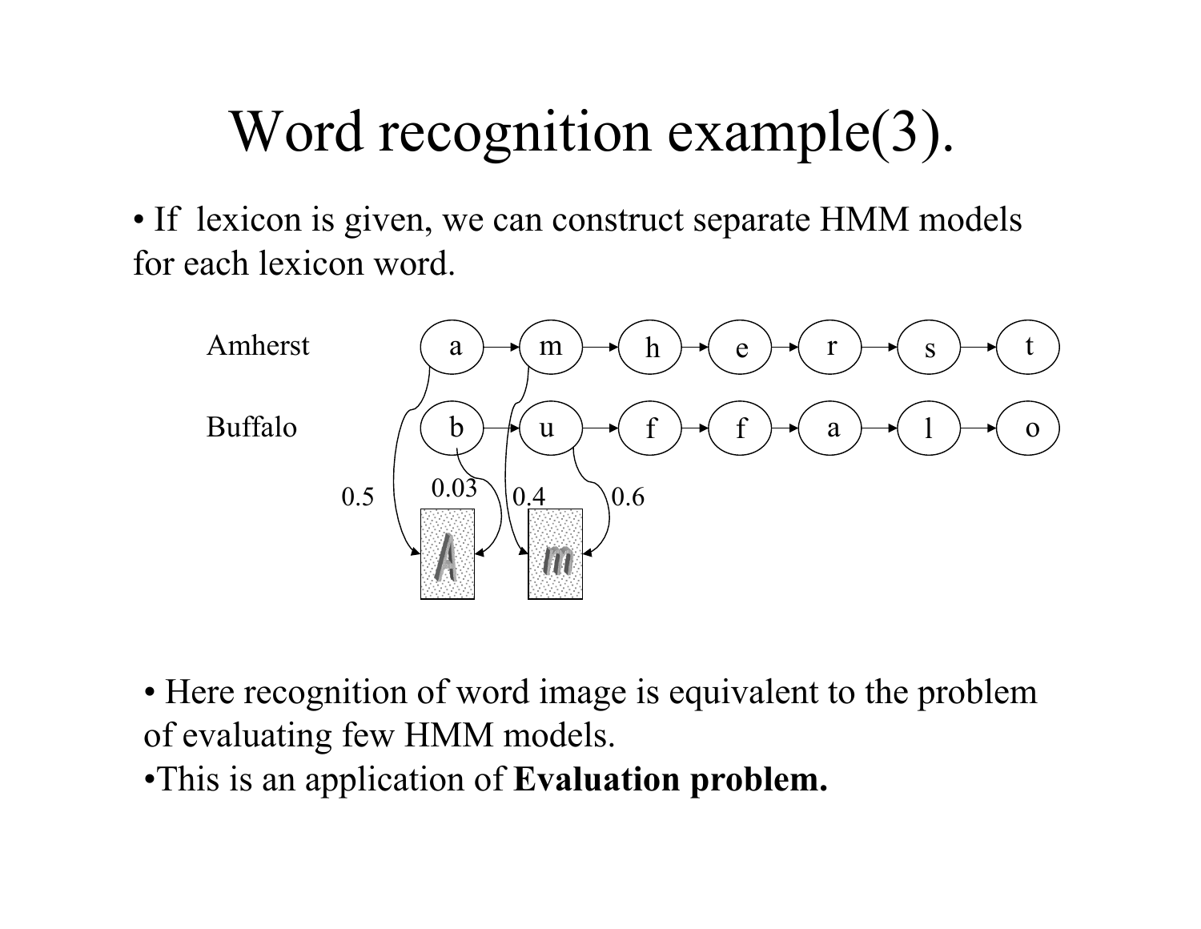# Word recognition example(3).

- If lexicon is given, we can construct separate HMM models for each lexicon word.

Amherst: a → m → h → e → r → s → t

Buffalo: b → u → f → f → a → l → o

0.5 0.03 0.4 0.6

- Here recognition of word image is equivalent to the problem of evaluating few HMM models.
- This is an application of **Evaluation problem.**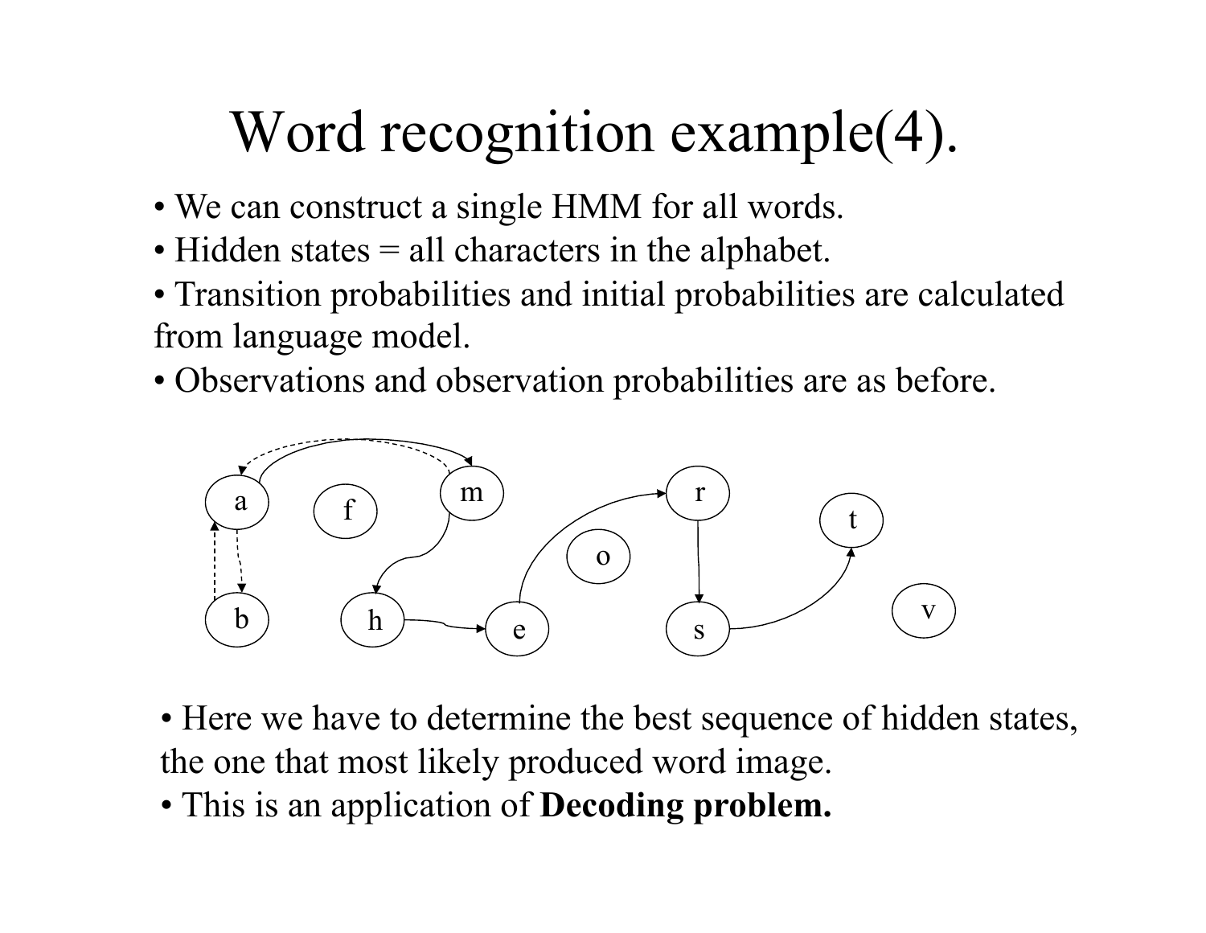# Word recognition example(4).

- We can construct a single HMM for all words.
- Hidden states = all characters in the alphabet.
- Transition probabilities and initial probabilities are calculated from language model.
- Observations and observation probabilities are as before.

- Here we have to determine the best sequence of hidden states, the one that most likely produced word image.
- This is an application of **Decoding problem.**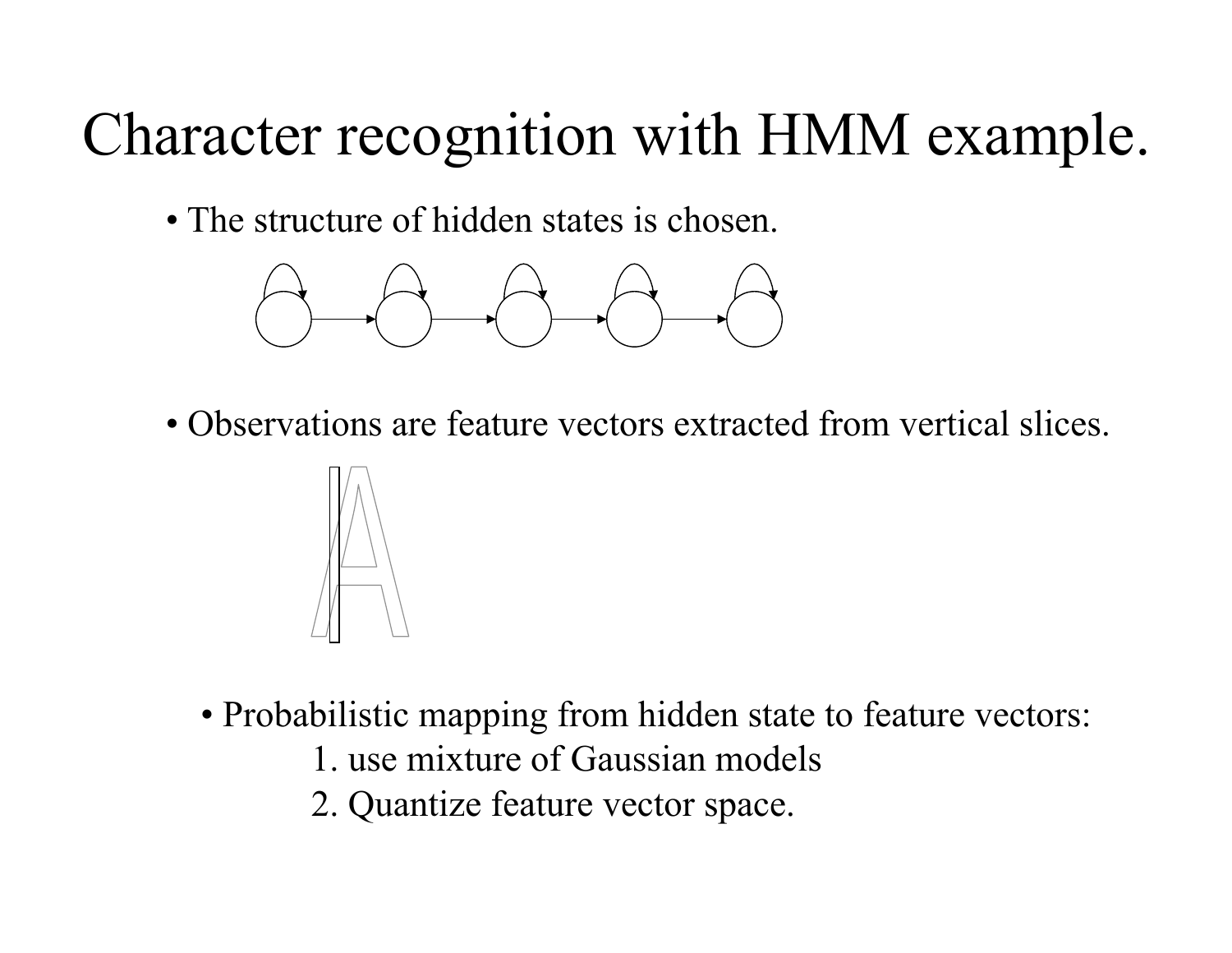# Character recognition with HMM example.

- The structure of hidden states is chosen.

- Observations are feature vectors extracted from vertical slices.

- Probabilistic mapping from hidden state to feature vectors:
  1. use mixture of Gaussian models
  2. Quantize feature vector space.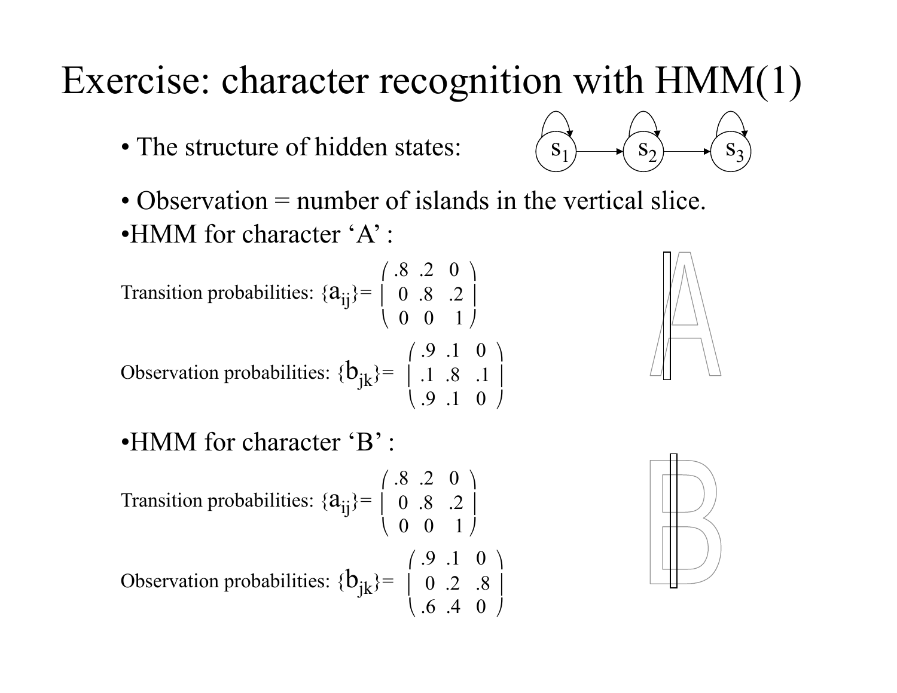# Exercise: character recognition with HMM(1)

- The structure of hidden states: $s_1 \rightarrow s_2 \rightarrow s_3$ (each state with a self-loop)

- Observation = number of islands in the vertical slice.
- HMM for character 'A' :

Transition probabilities: $\{a_{ij}\} = \begin{pmatrix} .8 & .2 & 0 \\ 0 & .8 & .2 \\ 0 & 0 & 1 \end{pmatrix}$

Observation probabilities: $\{b_{jk}\} = \begin{pmatrix} .9 & .1 & 0 \\ .1 & .8 & .1 \\ .9 & .1 & 0 \end{pmatrix}$

- HMM for character 'B' :

Transition probabilities: $\{a_{ij}\} = \begin{pmatrix} .8 & .2 & 0 \\ 0 & .8 & .2 \\ 0 & 0 & 1 \end{pmatrix}$

Observation probabilities: $\{b_{jk}\} = \begin{pmatrix} .9 & .1 & 0 \\ 0 & .2 & .8 \\ .6 & .4 & 0 \end{pmatrix}$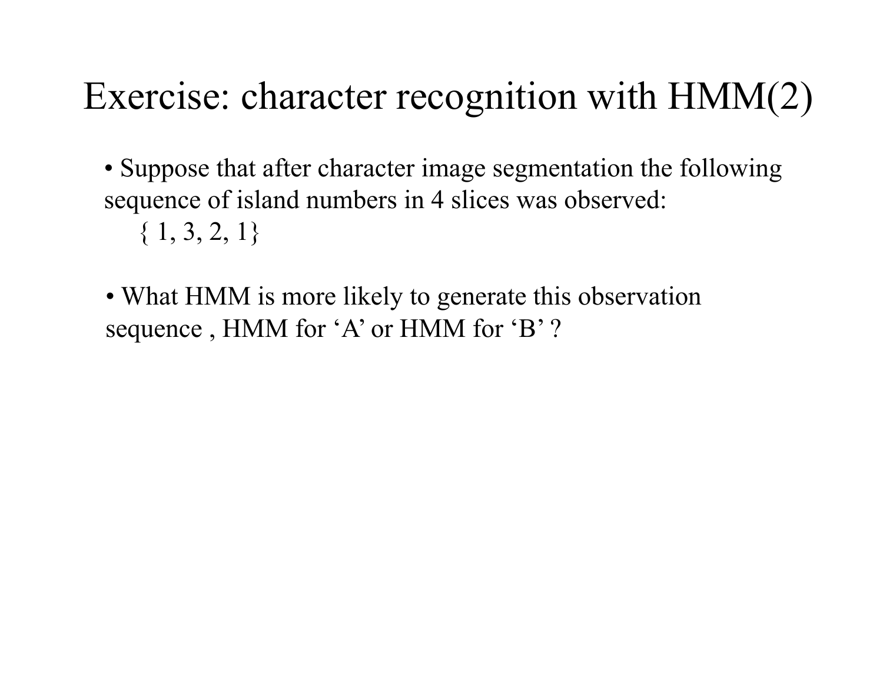# Exercise: character recognition with HMM(2)

- Suppose that after character image segmentation the following sequence of island numbers in 4 slices was observed:

  { 1, 3, 2, 1}

- What HMM is more likely to generate this observation sequence , HMM for 'A' or HMM for 'B' ?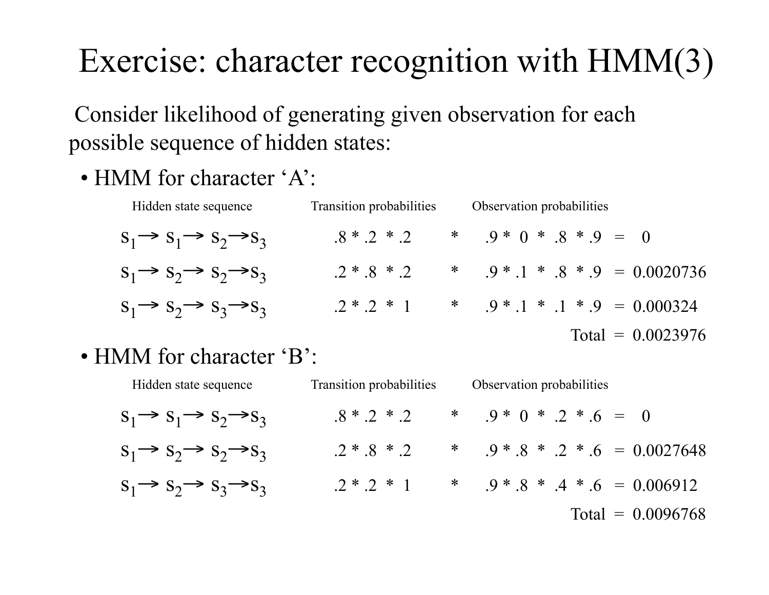# Exercise: character recognition with HMM(3)

Consider likelihood of generating given observation for each possible sequence of hidden states:

- HMM for character 'A':

| Hidden state sequence | Transition probabilities | | Observation probabilities | | |
|---|---|---|---|---|---|
| $s_1 \rightarrow s_1 \rightarrow s_2 \rightarrow s_3$ | .8 * .2 * .2 | * | .9 * 0 * .8 * .9 | = | 0 |
| $s_1 \rightarrow s_2 \rightarrow s_2 \rightarrow s_3$ | .2 * .8 * .2 | * | .9 * .1 * .8 * .9 | = | 0.0020736 |
| $s_1 \rightarrow s_2 \rightarrow s_3 \rightarrow s_3$ | .2 * .2 * 1 | * | .9 * .1 * .1 * .9 | = | 0.000324 |
| | | | Total | = | 0.0023976 |

- HMM for character 'B':

| Hidden state sequence | Transition probabilities | | Observation probabilities | | |
|---|---|---|---|---|---|
| $s_1 \rightarrow s_1 \rightarrow s_2 \rightarrow s_3$ | .8 * .2 * .2 | * | .9 * 0 * .2 * .6 | = | 0 |
| $s_1 \rightarrow s_2 \rightarrow s_2 \rightarrow s_3$ | .2 * .8 * .2 | * | .9 * .8 * .2 * .6 | = | 0.0027648 |
| $s_1 \rightarrow s_2 \rightarrow s_3 \rightarrow s_3$ | .2 * .2 * 1 | * | .9 * .8 * .4 * .6 | = | 0.006912 |
| | | | Total | = | 0.0096768 |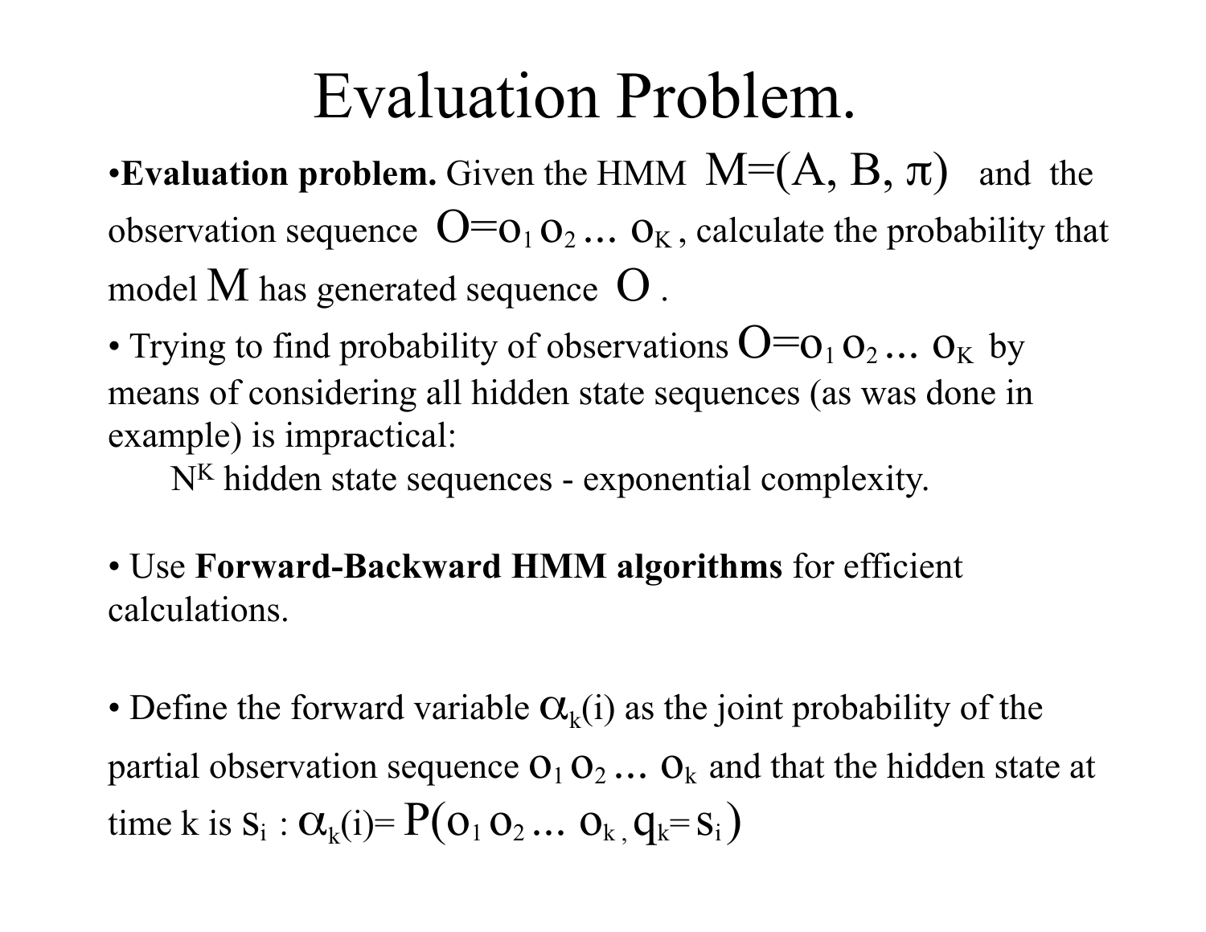# Evaluation Problem.

- **Evaluation problem.** Given the HMM $M=(A, B, \pi)$ and the observation sequence $O=o_1\, o_2 \ldots\, o_K$, calculate the probability that model $M$ has generated sequence $O$.
- Trying to find probability of observations $O=o_1\, o_2 \ldots\, o_K$ by means of considering all hidden state sequences (as was done in example) is impractical:

  $N^K$ hidden state sequences - exponential complexity.

- Use **Forward-Backward HMM algorithms** for efficient calculations.

- Define the forward variable $\alpha_k(i)$ as the joint probability of the partial observation sequence $o_1\, o_2 \ldots\, o_k$ and that the hidden state at time k is $s_i$ : $\alpha_k(i)= P(o_1\, o_2 \ldots\, o_k\, , q_k= s_i)$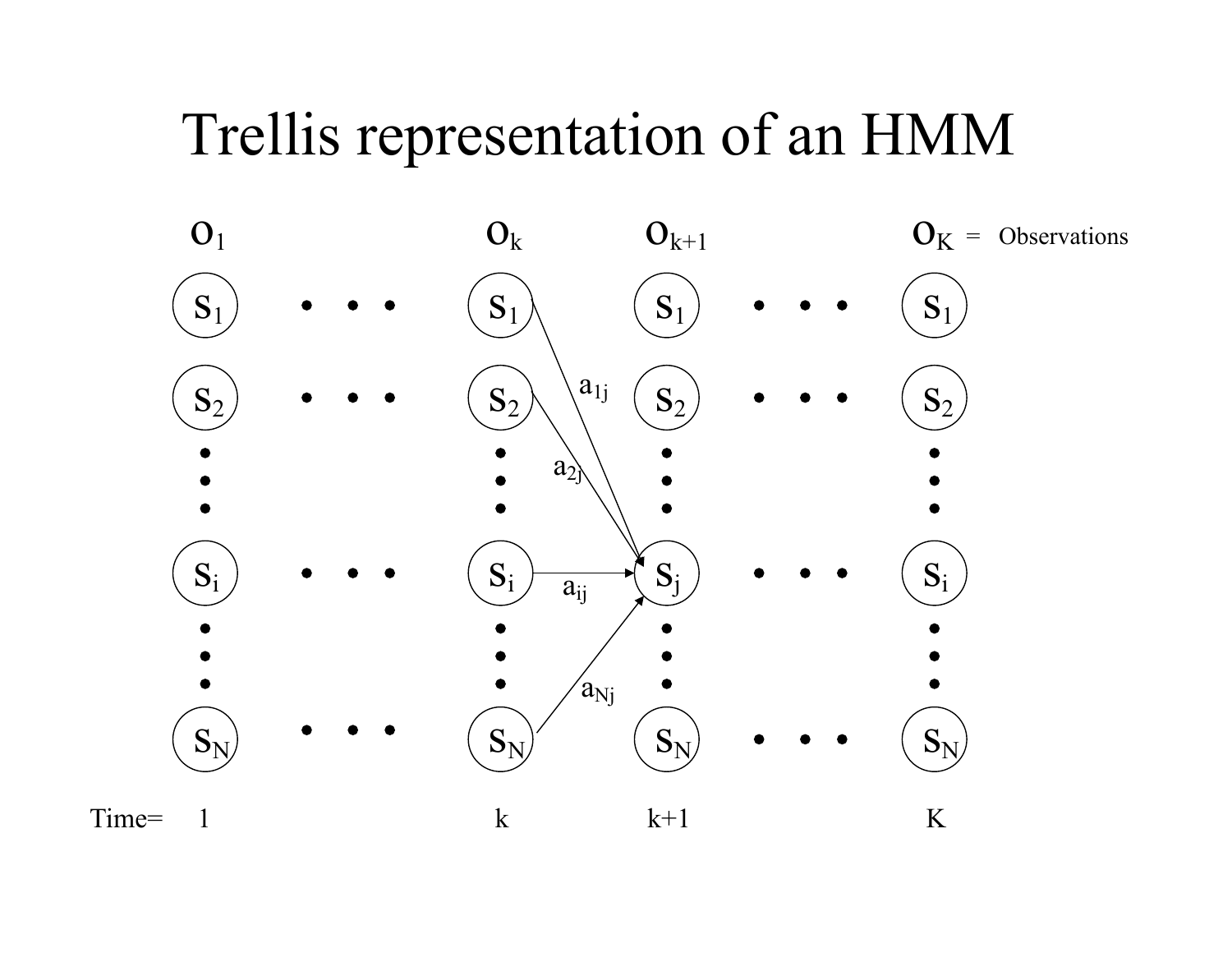# Trellis representation of an HMM

$o_1$ $\quad$ $o_k$ $\quad$ $o_{k+1}$ $\quad$ $o_K$ = Observations

$S_1$, $S_2$, …, $S_i$, …, $S_N$ at each time step; transitions from time $k$ to state $S_j$ at time $k+1$ labeled $a_{1j}$, $a_{2j}$, $a_{ij}$, $a_{Nj}$

Time= $\quad$ 1 $\quad$ k $\quad$ k+1 $\quad$ K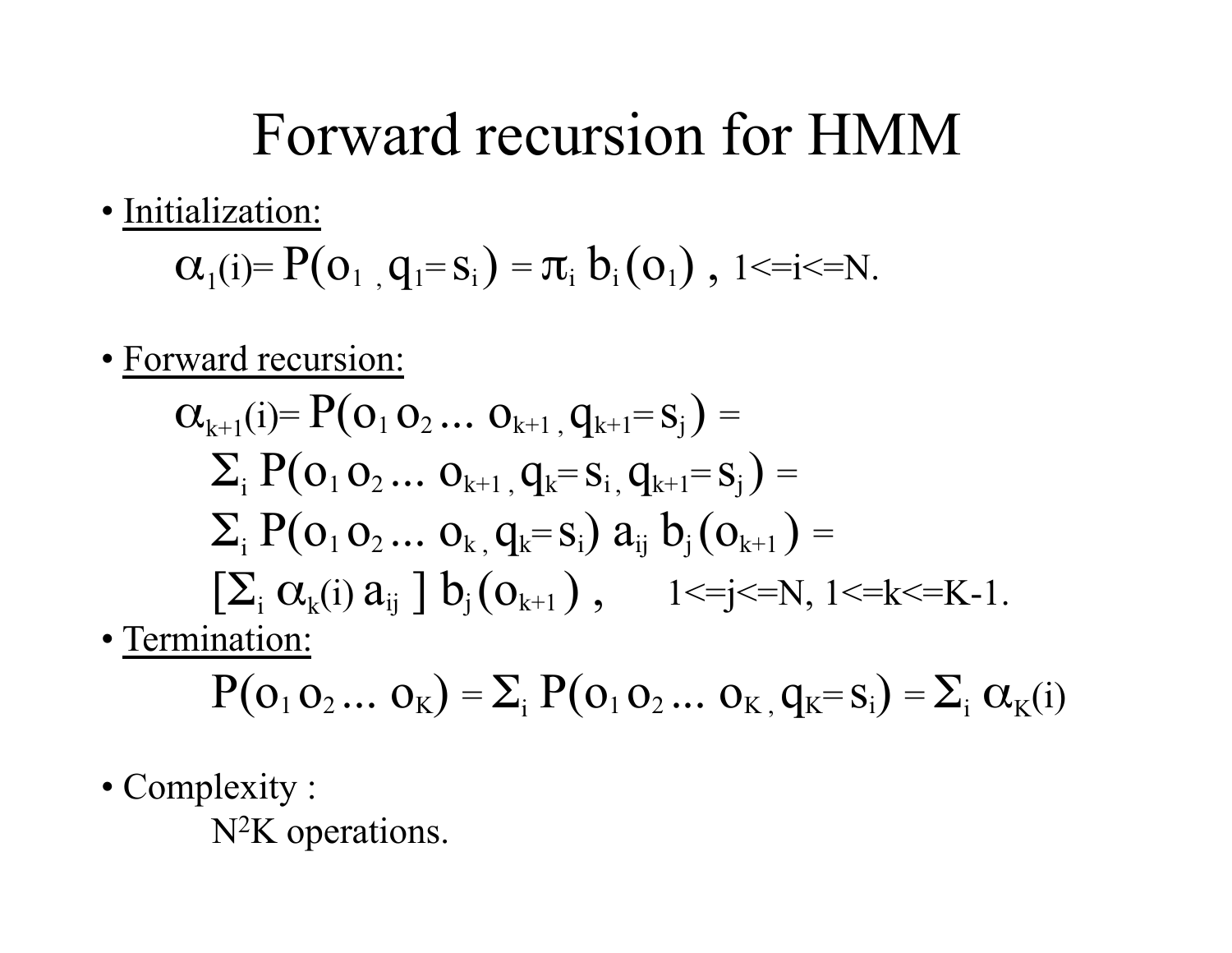# Forward recursion for HMM

- Initialization:

$$\alpha_1(i) = P(o_1, q_1 = s_i) = \pi_i \, b_i(o_1), \quad 1 <= i <= N.$$

- Forward recursion:

$$\alpha_{k+1}(i) = P(o_1 \, o_2 \ldots \, o_{k+1}, q_{k+1} = s_j) =$$

$$\Sigma_i \, P(o_1 \, o_2 \ldots \, o_{k+1}, q_k = s_i, q_{k+1} = s_j) =$$

$$\Sigma_i \, P(o_1 \, o_2 \ldots \, o_k, q_k = s_i) \, a_{ij} \, b_j(o_{k+1}) =$$

$$[\Sigma_i \, \alpha_k(i) \, a_{ij}] \, b_j(o_{k+1}), \quad 1 <= j <= N, \; 1 <= k <= K\text{-}1.$$

- Termination:

$$P(o_1 \, o_2 \ldots \, o_K) = \Sigma_i \, P(o_1 \, o_2 \ldots \, o_K, q_K = s_i) = \Sigma_i \, \alpha_K(i)$$

- Complexity :

  $N^2K$ operations.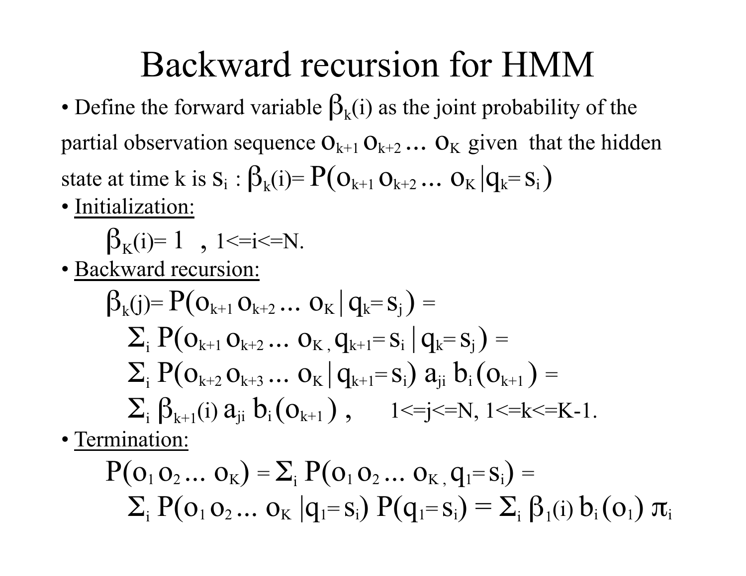# Backward recursion for HMM

- Define the forward variable $\beta_k(i)$ as the joint probability of the partial observation sequence $o_{k+1}\, o_{k+2} \ldots\, o_K$ given that the hidden state at time k is $s_i$ : $\beta_k(i)= P(o_{k+1}\, o_{k+2} \ldots\, o_K \,|q_k= s_i)$
- Initialization:

$$\beta_K(i)= 1 \quad , \; 1<=i<=N.$$

- Backward recursion:

$$\beta_k(j)= P(o_{k+1}\, o_{k+2} \ldots\, o_K \,|\, q_k= s_j) =$$
$$\Sigma_i \; P(o_{k+1}\, o_{k+2} \ldots\, o_K \,, q_{k+1}= s_i \,|\, q_k= s_j) =$$
$$\Sigma_i \; P(o_{k+2}\, o_{k+3} \ldots\, o_K \,|\, q_{k+1}= s_i)\; a_{ji}\; b_i(o_{k+1}) =$$
$$\Sigma_i \; \beta_{k+1}(i)\; a_{ji}\; b_i(o_{k+1}) \; , \qquad 1<=j<=N, \; 1<=k<=K-1.$$

- Termination:

$$P(o_1\, o_2 \ldots\, o_K) = \Sigma_i \; P(o_1\, o_2 \ldots\, o_K \,, q_1= s_i) =$$
$$\Sigma_i \; P(o_1\, o_2 \ldots\, o_K \,|q_1= s_i)\; P(q_1= s_i) = \Sigma_i \; \beta_1(i)\; b_i(o_1)\; \pi_i$$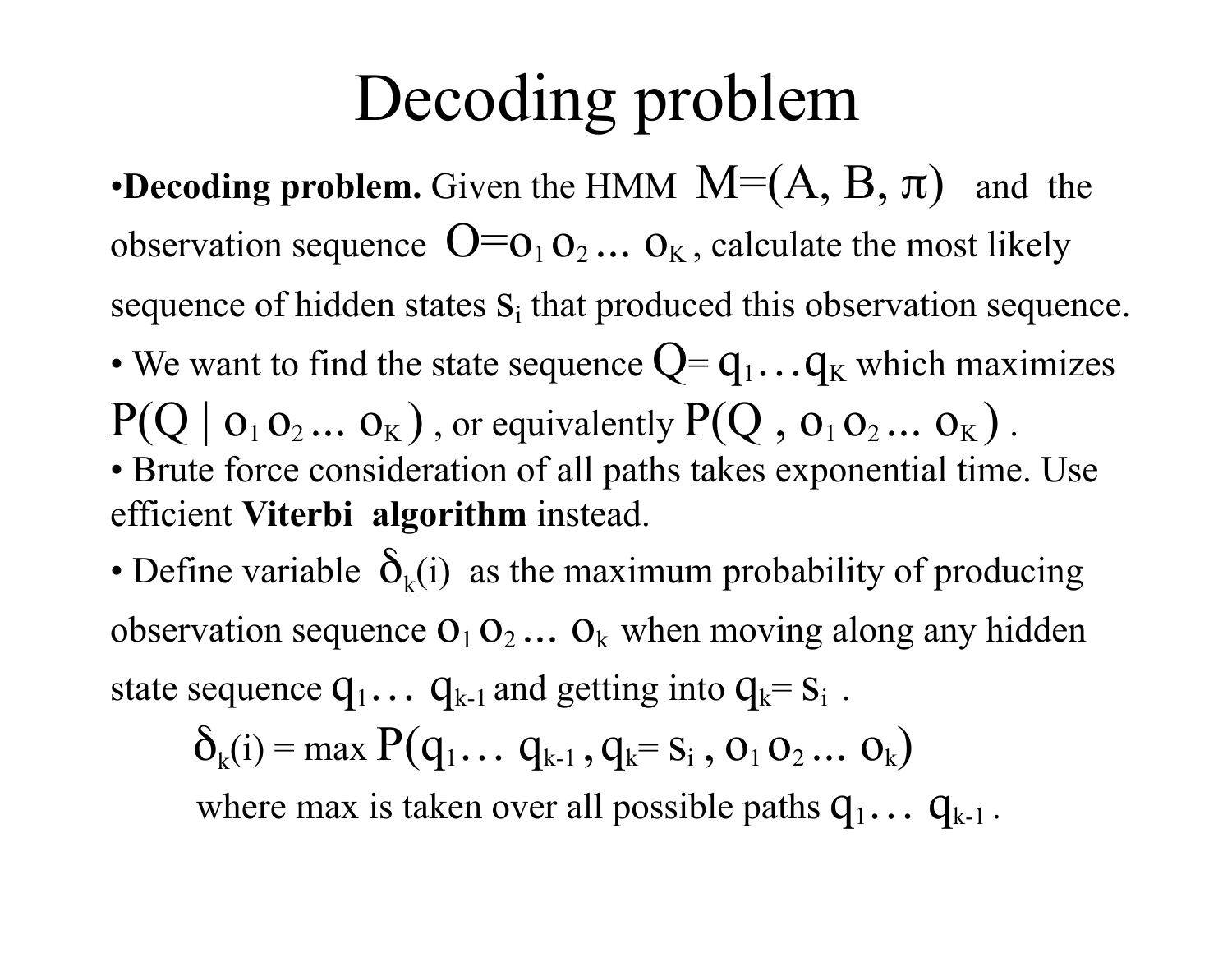# Decoding problem

- **Decoding problem.** Given the HMM $M=(A, B, \pi)$ and the observation sequence $O=o_1\, o_2 \ldots\, o_K$, calculate the most likely sequence of hidden states $s_i$ that produced this observation sequence.
- We want to find the state sequence $Q= q_1 \ldots q_K$ which maximizes $P(Q \mid o_1\, o_2 \ldots\, o_K)$, or equivalently $P(Q\, ,\, o_1\, o_2 \ldots\, o_K)$.
- Brute force consideration of all paths takes exponential time. Use efficient **Viterbi algorithm** instead.
- Define variable $\delta_k(i)$ as the maximum probability of producing observation sequence $o_1\, o_2 \ldots\, o_k$ when moving along any hidden state sequence $q_1 \ldots\, q_{k-1}$ and getting into $q_k = s_i$.

$$\delta_k(i) = \max P(q_1 \ldots\, q_{k-1}\, , q_k = s_i\, , o_1\, o_2 \ldots\, o_k)$$

where max is taken over all possible paths $q_1 \ldots\, q_{k-1}$.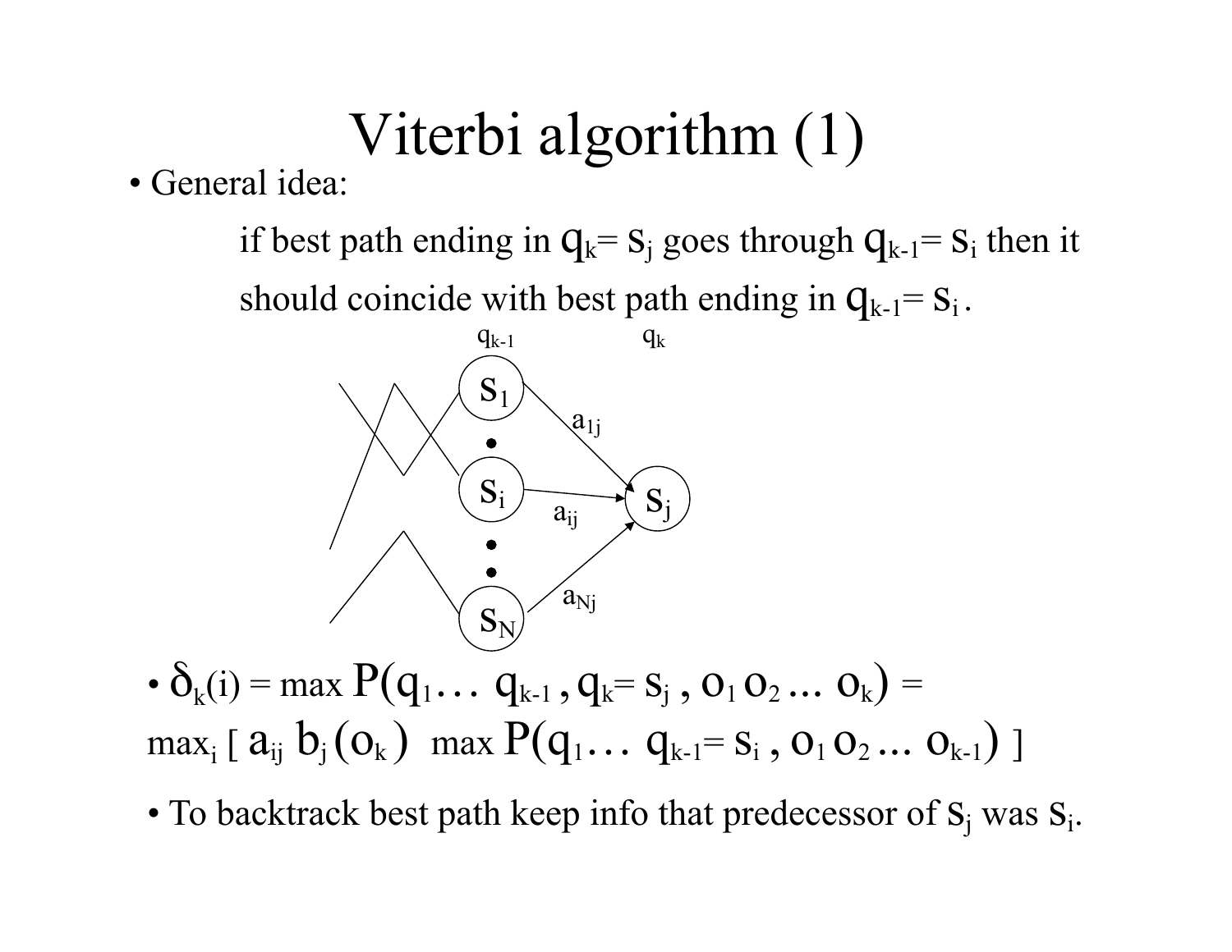# Viterbi algorithm (1)

- General idea:

  if best path ending in $q_k = s_j$ goes through $q_{k-1} = s_i$ then it should coincide with best path ending in $q_{k-1} = s_i$.

- $\delta_k(i) = \max P(q_1 \ldots q_{k-1}, q_k = s_j, o_1 o_2 \ldots o_k) =$
  $\max_i [\, a_{ij}\, b_j(o_k) \;\max P(q_1 \ldots q_{k-1} = s_i, o_1 o_2 \ldots o_{k-1}) \,]$

- To backtrack best path keep info that predecessor of $s_j$ was $s_i$.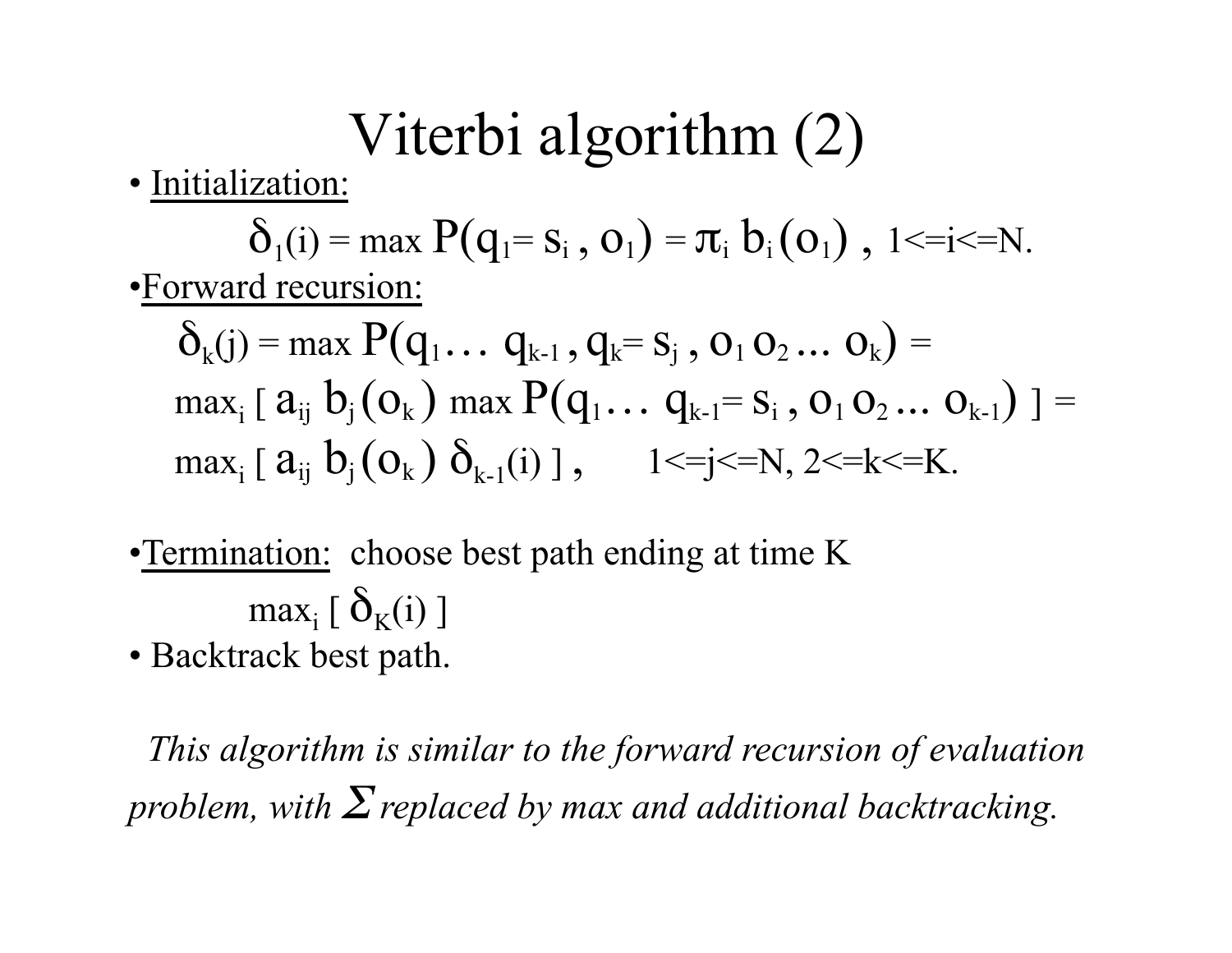# Viterbi algorithm (2)

- Initialization:

$$\delta_1(i) = \max P(q_1 = s_i , o_1) = \pi_i \, b_i(o_1) \, , \; 1 <= i <= N.$$

- Forward recursion:

$$\delta_k(j) = \max P(q_1 \ldots \, q_{k-1} , q_k = s_j , o_1 \, o_2 \ldots \, o_k) =$$

$$\max_i [ \, a_{ij} \, b_j(o_k) \, \max P(q_1 \ldots \, q_{k-1} = s_i , o_1 \, o_2 \ldots \, o_{k-1}) \, ] =$$

$$\max_i [ \, a_{ij} \, b_j(o_k) \, \delta_{k-1}(i) \, ] \, , \qquad 1 <= j <= N, \; 2 <= k <= K.$$

- Termination: choose best path ending at time K

$$\max_i [ \, \delta_K(i) \, ]$$

- Backtrack best path.

*This algorithm is similar to the forward recursion of evaluation problem, with $\Sigma$ replaced by max and additional backtracking.*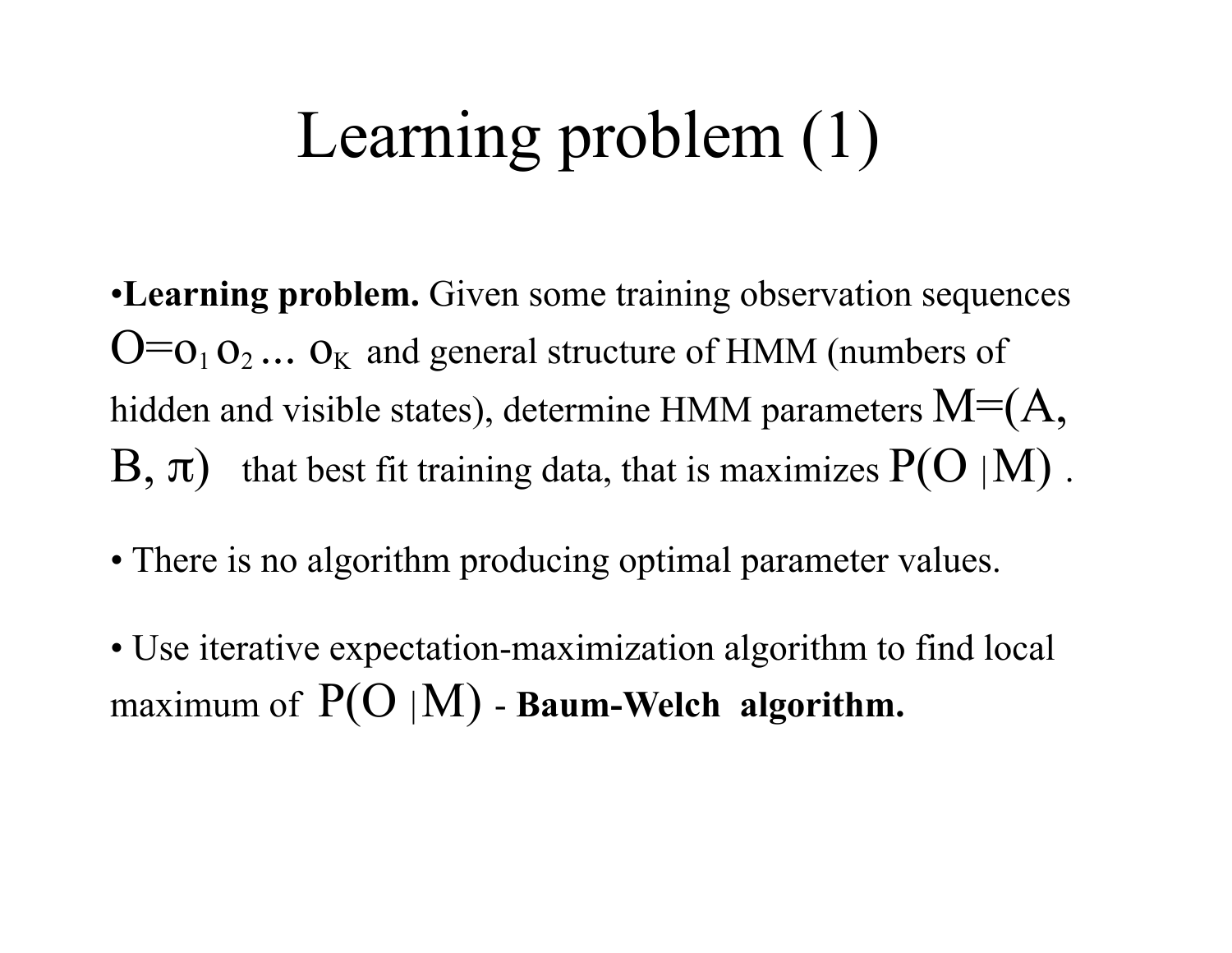# Learning problem (1)

- **Learning problem.** Given some training observation sequences $O=o_1\ o_2 \ldots\ o_K$ and general structure of HMM (numbers of hidden and visible states), determine HMM parameters $M=(A, B, \pi)$ that best fit training data, that is maximizes $P(O \mid M)$.

- There is no algorithm producing optimal parameter values.

- Use iterative expectation-maximization algorithm to find local maximum of $P(O \mid M)$ - **Baum-Welch algorithm.**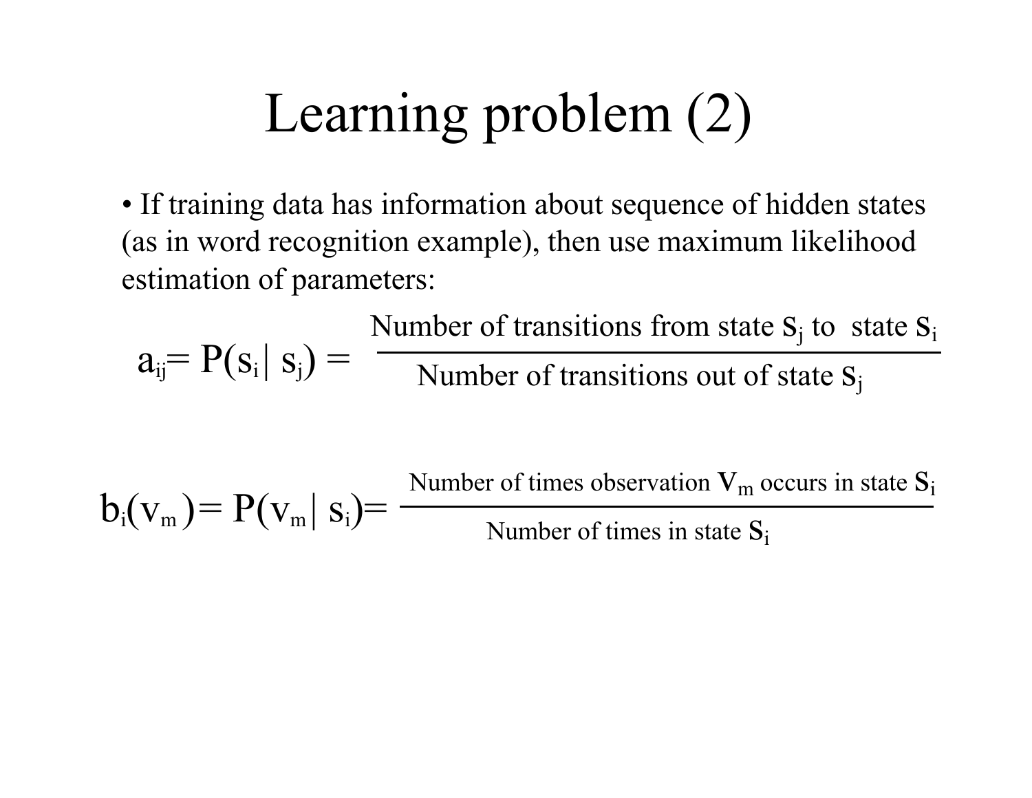# Learning problem (2)

- If training data has information about sequence of hidden states (as in word recognition example), then use maximum likelihood estimation of parameters:

$$a_{ij} = P(s_i | s_j) = \frac{\text{Number of transitions from state } s_j \text{ to state } s_i}{\text{Number of transitions out of state } s_j}$$

$$b_i(v_m) = P(v_m | s_i) = \frac{\text{Number of times observation } V_m \text{ occurs in state } S_i}{\text{Number of times in state } S_i}$$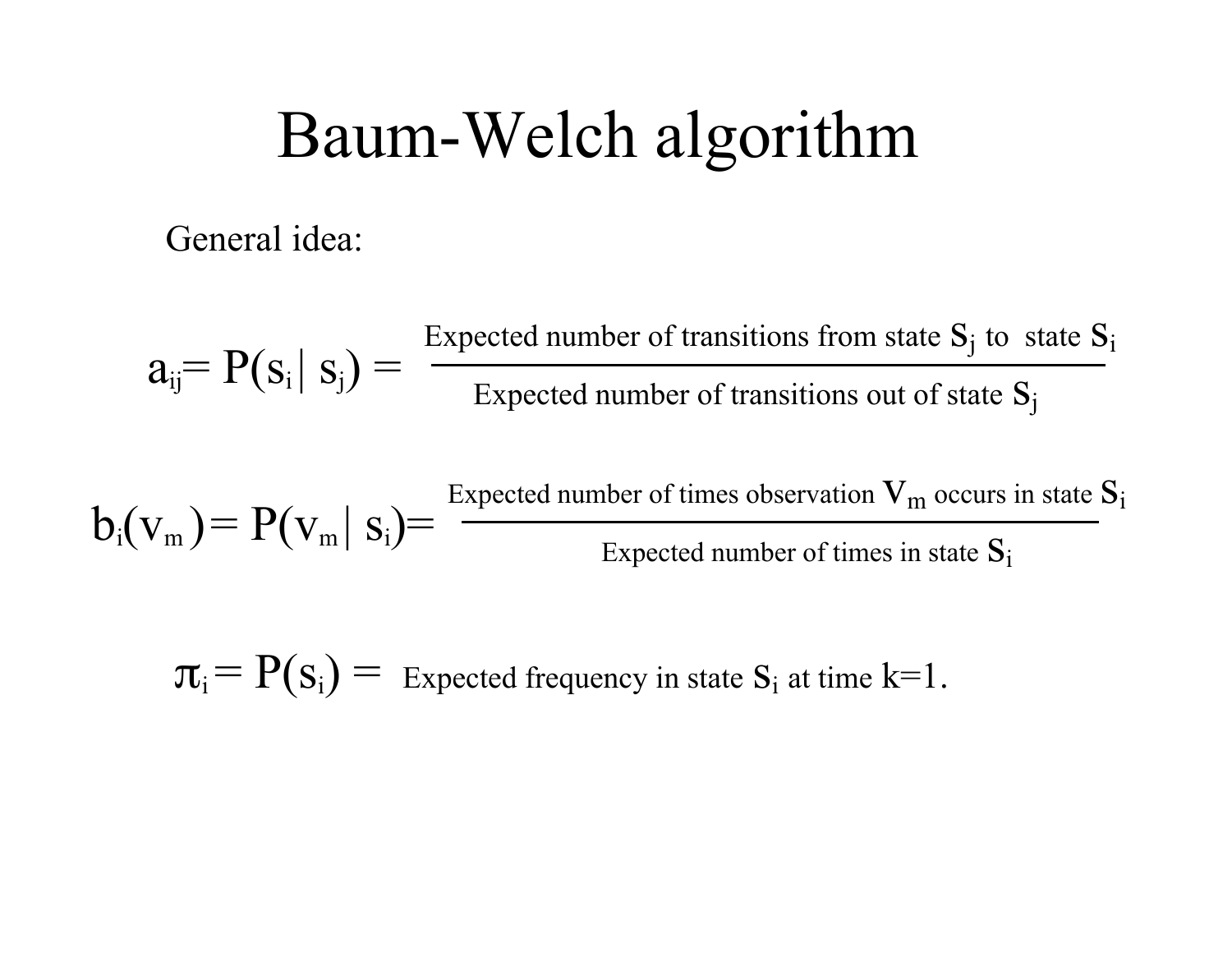# Baum-Welch algorithm

General idea:

$$a_{ij} = P(s_i \mid s_j) = \frac{\text{Expected number of transitions from state } S_j \text{ to state } S_i}{\text{Expected number of transitions out of state } S_j}$$

$$b_i(v_m) = P(v_m \mid s_i) = \frac{\text{Expected number of times observation } V_m \text{ occurs in state } S_i}{\text{Expected number of times in state } S_i}$$

$$\pi_i = P(s_i) = \text{Expected frequency in state } S_i \text{ at time } k=1.$$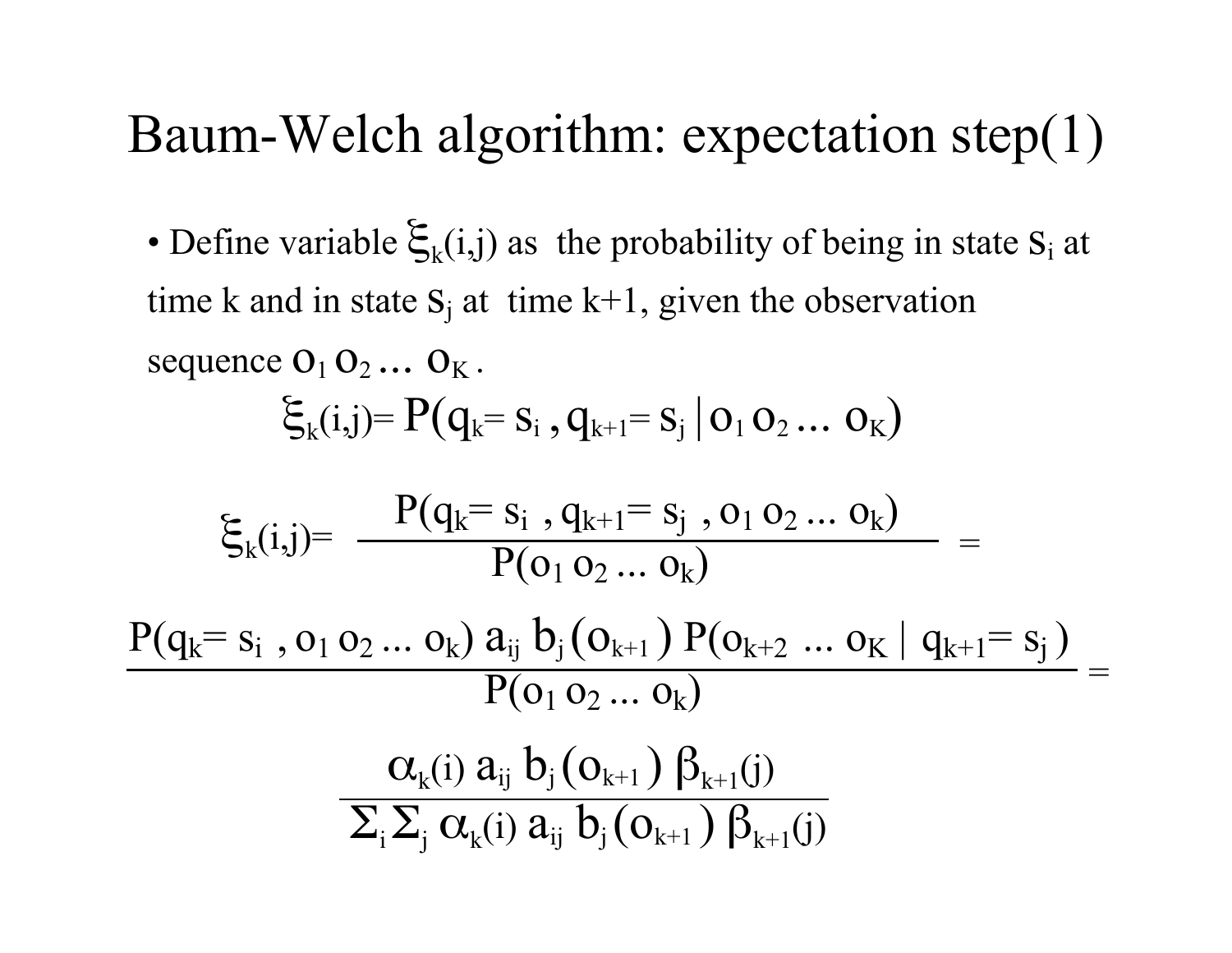# Baum-Welch algorithm: expectation step(1)

- Define variable $\xi_k(i,j)$ as the probability of being in state $s_i$ at time k and in state $s_j$ at time k+1, given the observation sequence $o_1\, o_2 \ldots\, o_K$.

$$\xi_k(i,j) = P(q_k = s_i\,, q_{k+1} = s_j \,|\, o_1\, o_2 \ldots\, o_K)$$

$$\xi_k(i,j) = \frac{P(q_k = s_i\,, q_{k+1} = s_j\,, o_1\, o_2 \ldots\, o_k)}{P(o_1\, o_2 \ldots\, o_k)} =$$

$$\frac{P(q_k = s_i\,, o_1\, o_2 \ldots\, o_k)\; a_{ij}\; b_j(o_{k+1})\; P(o_{k+2} \ldots\, o_K \,|\, q_{k+1} = s_j)}{P(o_1\, o_2 \ldots\, o_k)} =$$

$$\frac{\alpha_k(i)\; a_{ij}\; b_j(o_{k+1})\; \beta_{k+1}(j)}{\Sigma_i \Sigma_j\; \alpha_k(i)\; a_{ij}\; b_j(o_{k+1})\; \beta_{k+1}(j)}$$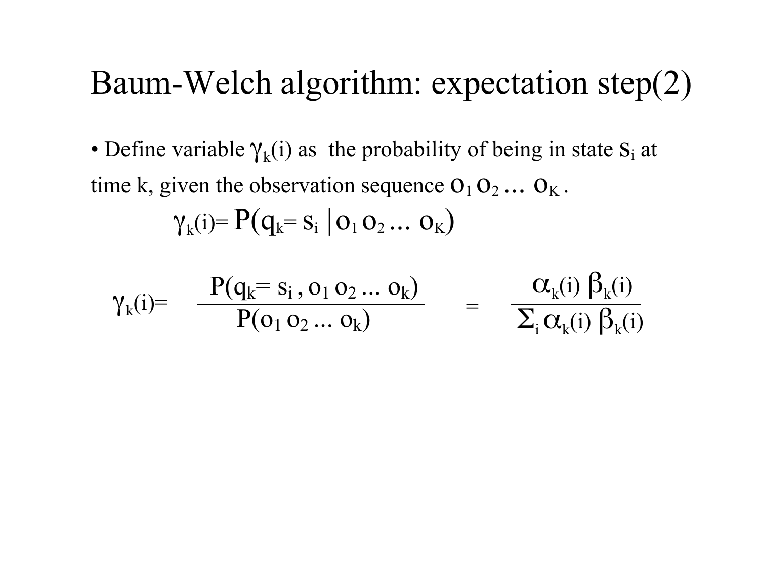# Baum-Welch algorithm: expectation step(2)

- Define variable $\gamma_k(i)$ as the probability of being in state $s_i$ at time k, given the observation sequence $o_1 \, o_2 \ldots \, o_K$ .

$$\gamma_k(i) = P(q_k = s_i \mid o_1 \, o_2 \ldots \, o_K)$$

$$\gamma_k(i) = \frac{P(q_k = s_i \, , o_1 \, o_2 \ldots \, o_k)}{P(o_1 \, o_2 \ldots \, o_k)} = \frac{\alpha_k(i) \, \beta_k(i)}{\Sigma_i \, \alpha_k(i) \, \beta_k(i)}$$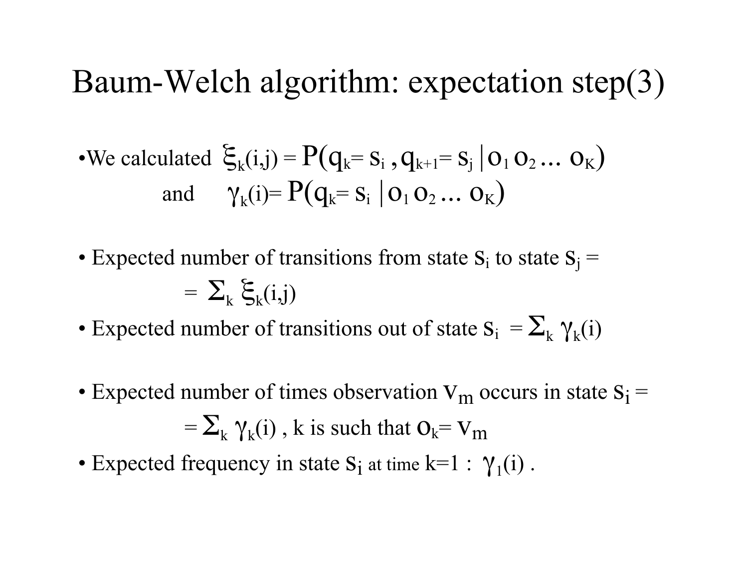# Baum-Welch algorithm: expectation step(3)

- We calculated $\xi_k(i,j) = P(q_k = s_i, q_{k+1} = s_j \mid o_1 o_2 \ldots o_K)$
  and $\gamma_k(i) = P(q_k = s_i \mid o_1 o_2 \ldots o_K)$

- Expected number of transitions from state $s_i$ to state $s_j$ =
  $= \sum_k \xi_k(i,j)$
- Expected number of transitions out of state $s_i = \sum_k \gamma_k(i)$

- Expected number of times observation $v_m$ occurs in state $s_i$ =
  $= \sum_k \gamma_k(i)$ , k is such that $o_k = v_m$
- Expected frequency in state $s_i$ at time k=1 : $\gamma_1(i)$ .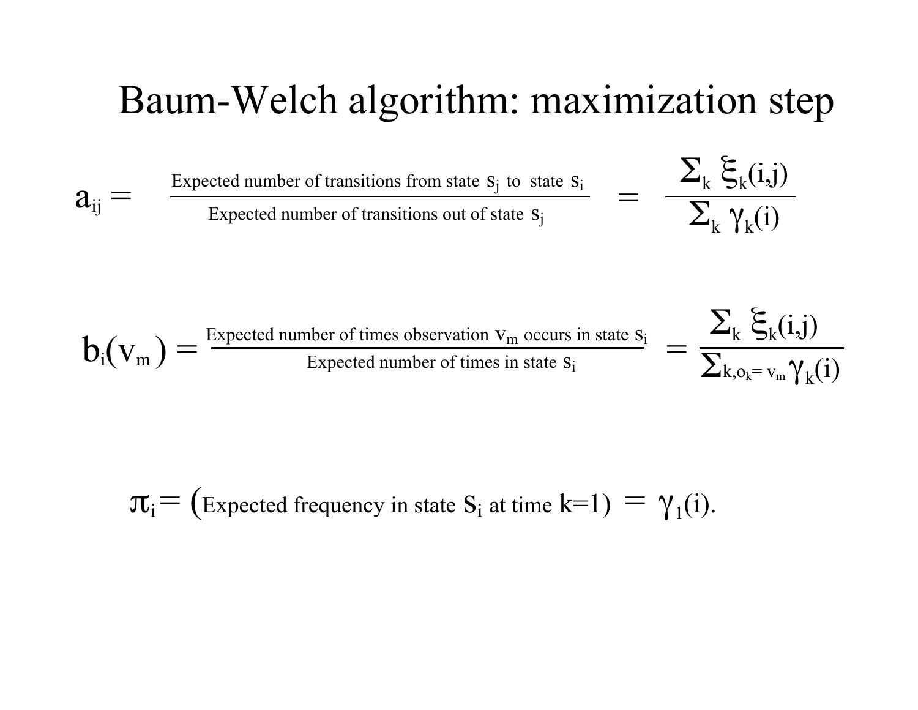# Baum-Welch algorithm: maximization step

$$a_{ij} = \frac{\text{Expected number of transitions from state } s_j \text{ to state } s_i}{\text{Expected number of transitions out of state } s_j} = \frac{\sum_k \xi_k(i,j)}{\sum_k \gamma_k(i)}$$

$$b_i(v_m) = \frac{\text{Expected number of times observation } v_m \text{ occurs in state } s_i}{\text{Expected number of times in state } s_i} = \frac{\sum_k \xi_k(i,j)}{\sum_{k, o_k = v_m} \gamma_k(i)}$$

$$\pi_i = (\text{Expected frequency in state } s_i \text{ at time } k=1) = \gamma_1(i).$$